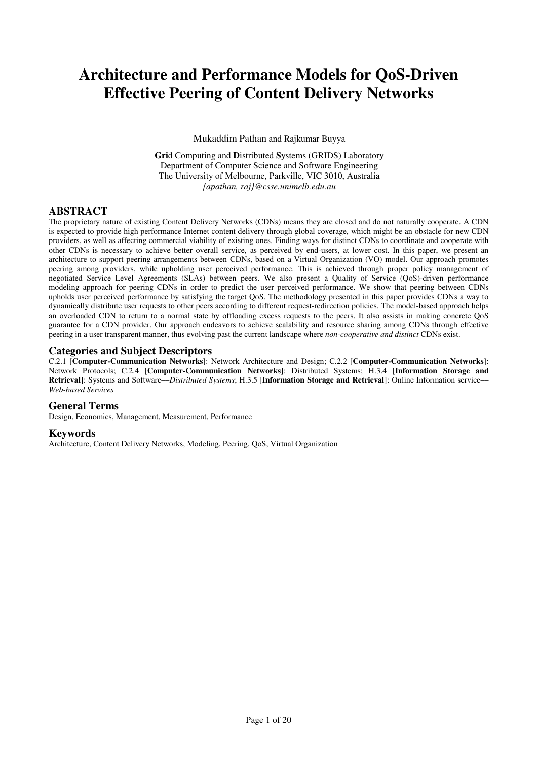# Architecture and Performance Models for QoS-Driven Effective Peering of Content Delivery Networks

Mukaddim Pathan and Rajkumar Buyya

**Gri**d Computing and **D**istributed **S**ystems (GRIDS) Laboratory
Department of Computer Science and Software Engineering
The University of Melbourne, Parkville, VIC 3010, Australia
*{apathan, raj}@csse.unimelb.edu.au*

## ABSTRACT

The proprietary nature of existing Content Delivery Networks (CDNs) means they are closed and do not naturally cooperate. A CDN is expected to provide high performance Internet content delivery through global coverage, which might be an obstacle for new CDN providers, as well as affecting commercial viability of existing ones. Finding ways for distinct CDNs to coordinate and cooperate with other CDNs is necessary to achieve better overall service, as perceived by end-users, at lower cost. In this paper, we present an architecture to support peering arrangements between CDNs, based on a Virtual Organization (VO) model. Our approach promotes peering among providers, while upholding user perceived performance. This is achieved through proper policy management of negotiated Service Level Agreements (SLAs) between peers. We also present a Quality of Service (QoS)-driven performance modeling approach for peering CDNs in order to predict the user perceived performance. We show that peering between CDNs upholds user perceived performance by satisfying the target QoS. The methodology presented in this paper provides CDNs a way to dynamically distribute user requests to other peers according to different request-redirection policies. The model-based approach helps an overloaded CDN to return to a normal state by offloading excess requests to the peers. It also assists in making concrete QoS guarantee for a CDN provider. Our approach endeavors to achieve scalability and resource sharing among CDNs through effective peering in a user transparent manner, thus evolving past the current landscape where *non-cooperative and distinct* CDNs exist.

## Categories and Subject Descriptors

C.2.1 [**Computer-Communication Networks**]: Network Architecture and Design; C.2.2 [**Computer-Communication Networks**]: Network Protocols; C.2.4 [**Computer-Communication Networks**]: Distributed Systems; H.3.4 [**Information Storage and Retrieval**]: Systems and Software—*Distributed Systems*; H.3.5 [**Information Storage and Retrieval**]: Online Information service—*Web-based Services*

## General Terms

Design, Economics, Management, Measurement, Performance

## Keywords

Architecture, Content Delivery Networks, Modeling, Peering, QoS, Virtual Organization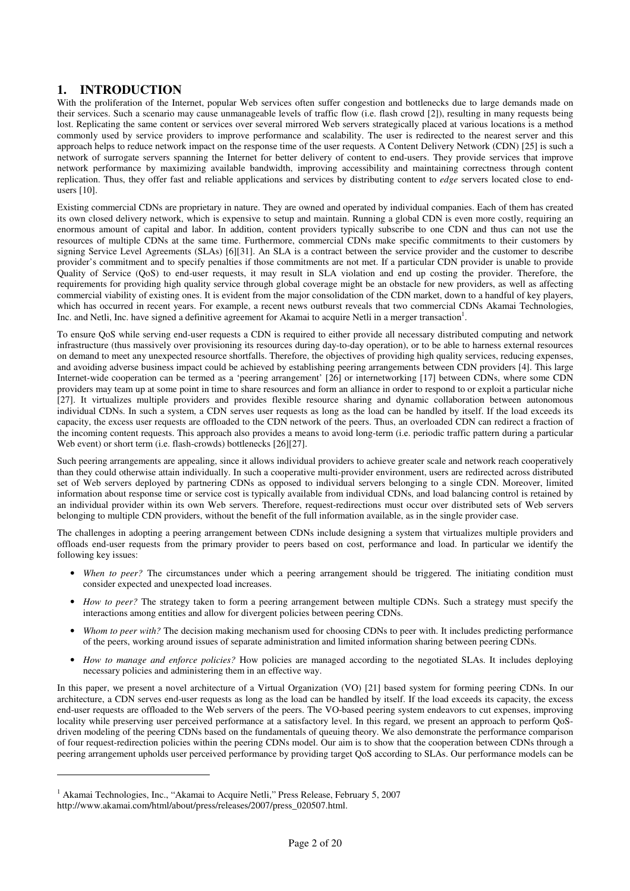# 1. INTRODUCTION

With the proliferation of the Internet, popular Web services often suffer congestion and bottlenecks due to large demands made on their services. Such a scenario may cause unmanageable levels of traffic flow (i.e. flash crowd [2]), resulting in many requests being lost. Replicating the same content or services over several mirrored Web servers strategically placed at various locations is a method commonly used by service providers to improve performance and scalability. The user is redirected to the nearest server and this approach helps to reduce network impact on the response time of the user requests. A Content Delivery Network (CDN) [25] is such a network of surrogate servers spanning the Internet for better delivery of content to end-users. They provide services that improve network performance by maximizing available bandwidth, improving accessibility and maintaining correctness through content replication. Thus, they offer fast and reliable applications and services by distributing content to *edge* servers located close to end-users [10].

Existing commercial CDNs are proprietary in nature. They are owned and operated by individual companies. Each of them has created its own closed delivery network, which is expensive to setup and maintain. Running a global CDN is even more costly, requiring an enormous amount of capital and labor. In addition, content providers typically subscribe to one CDN and thus can not use the resources of multiple CDNs at the same time. Furthermore, commercial CDNs make specific commitments to their customers by signing Service Level Agreements (SLAs) [6][31]. An SLA is a contract between the service provider and the customer to describe provider's commitment and to specify penalties if those commitments are not met. If a particular CDN provider is unable to provide Quality of Service (QoS) to end-user requests, it may result in SLA violation and end up costing the provider. Therefore, the requirements for providing high quality service through global coverage might be an obstacle for new providers, as well as affecting commercial viability of existing ones. It is evident from the major consolidation of the CDN market, down to a handful of key players, which has occurred in recent years. For example, a recent news outburst reveals that two commercial CDNs Akamai Technologies, Inc. and Netli, Inc. have signed a definitive agreement for Akamai to acquire Netli in a merger transaction[1].

To ensure QoS while serving end-user requests a CDN is required to either provide all necessary distributed computing and network infrastructure (thus massively over provisioning its resources during day-to-day operation), or to be able to harness external resources on demand to meet any unexpected resource shortfalls. Therefore, the objectives of providing high quality services, reducing expenses, and avoiding adverse business impact could be achieved by establishing peering arrangements between CDN providers [4]. This large Internet-wide cooperation can be termed as a 'peering arrangement' [26] or internetworking [17] between CDNs, where some CDN providers may team up at some point in time to share resources and form an alliance in order to respond to or exploit a particular niche [27]. It virtualizes multiple providers and provides flexible resource sharing and dynamic collaboration between autonomous individual CDNs. In such a system, a CDN serves user requests as long as the load can be handled by itself. If the load exceeds its capacity, the excess user requests are offloaded to the CDN network of the peers. Thus, an overloaded CDN can redirect a fraction of the incoming content requests. This approach also provides a means to avoid long-term (i.e. periodic traffic pattern during a particular Web event) or short term (i.e. flash-crowds) bottlenecks [26][27].

Such peering arrangements are appealing, since it allows individual providers to achieve greater scale and network reach cooperatively than they could otherwise attain individually. In such a cooperative multi-provider environment, users are redirected across distributed set of Web servers deployed by partnering CDNs as opposed to individual servers belonging to a single CDN. Moreover, limited information about response time or service cost is typically available from individual CDNs, and load balancing control is retained by an individual provider within its own Web servers. Therefore, request-redirections must occur over distributed sets of Web servers belonging to multiple CDN providers, without the benefit of the full information available, as in the single provider case.

The challenges in adopting a peering arrangement between CDNs include designing a system that virtualizes multiple providers and offloads end-user requests from the primary provider to peers based on cost, performance and load. In particular we identify the following key issues:

- *When to peer?* The circumstances under which a peering arrangement should be triggered. The initiating condition must consider expected and unexpected load increases.
- *How to peer?* The strategy taken to form a peering arrangement between multiple CDNs. Such a strategy must specify the interactions among entities and allow for divergent policies between peering CDNs.
- *Whom to peer with?* The decision making mechanism used for choosing CDNs to peer with. It includes predicting performance of the peers, working around issues of separate administration and limited information sharing between peering CDNs.
- *How to manage and enforce policies?* How policies are managed according to the negotiated SLAs. It includes deploying necessary policies and administering them in an effective way.

In this paper, we present a novel architecture of a Virtual Organization (VO) [21] based system for forming peering CDNs. In our architecture, a CDN serves end-user requests as long as the load can be handled by itself. If the load exceeds its capacity, the excess end-user requests are offloaded to the Web servers of the peers. The VO-based peering system endeavors to cut expenses, improving locality while preserving user perceived performance at a satisfactory level. In this regard, we present an approach to perform QoS-driven modeling of the peering CDNs based on the fundamentals of queuing theory. We also demonstrate the performance comparison of four request-redirection policies within the peering CDNs model. Our aim is to show that the cooperation between CDNs through a peering arrangement upholds user perceived performance by providing target QoS according to SLAs. Our performance models can be

---

[1] Akamai Technologies, Inc., "Akamai to Acquire Netli," Press Release, February 5, 2007 http://www.akamai.com/html/about/press/releases/2007/press_020507.html.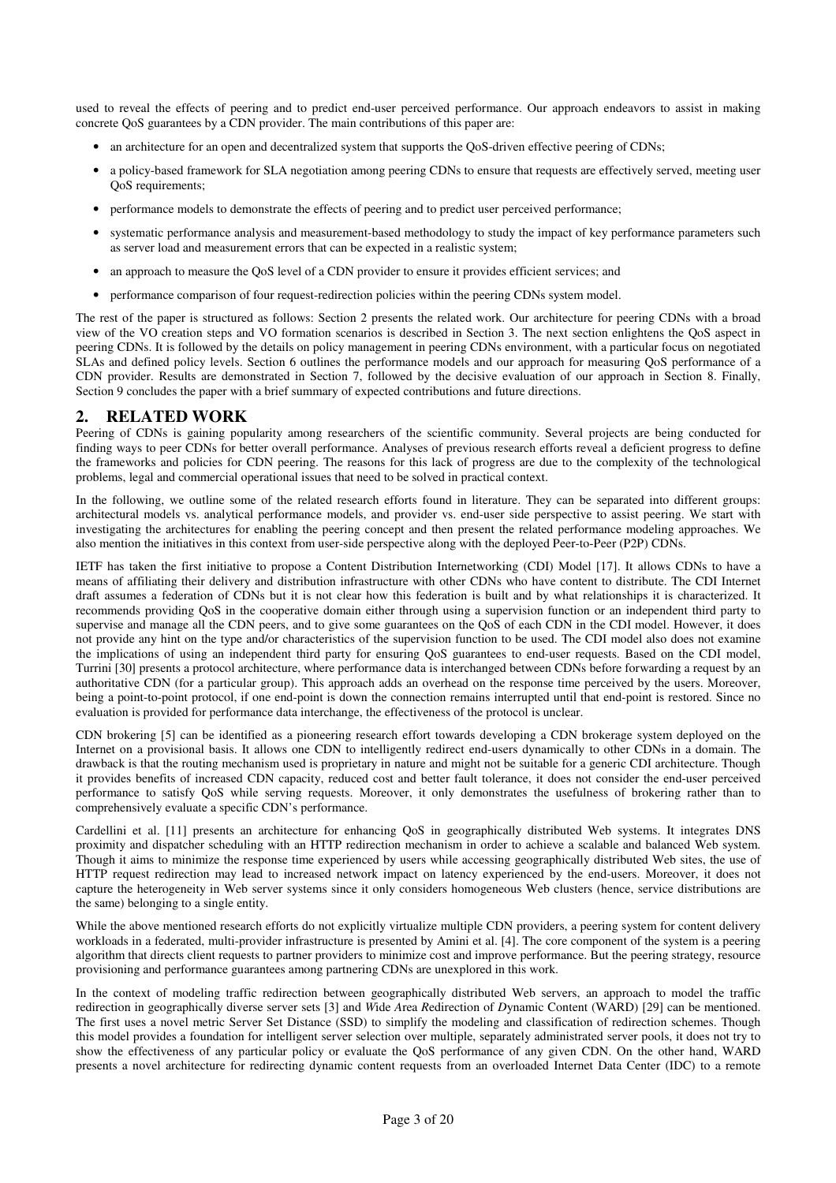used to reveal the effects of peering and to predict end-user perceived performance. Our approach endeavors to assist in making concrete QoS guarantees by a CDN provider. The main contributions of this paper are:

- an architecture for an open and decentralized system that supports the QoS-driven effective peering of CDNs;
- a policy-based framework for SLA negotiation among peering CDNs to ensure that requests are effectively served, meeting user QoS requirements;
- performance models to demonstrate the effects of peering and to predict user perceived performance;
- systematic performance analysis and measurement-based methodology to study the impact of key performance parameters such as server load and measurement errors that can be expected in a realistic system;
- an approach to measure the QoS level of a CDN provider to ensure it provides efficient services; and
- performance comparison of four request-redirection policies within the peering CDNs system model.

The rest of the paper is structured as follows: Section 2 presents the related work. Our architecture for peering CDNs with a broad view of the VO creation steps and VO formation scenarios is described in Section 3. The next section enlightens the QoS aspect in peering CDNs. It is followed by the details on policy management in peering CDNs environment, with a particular focus on negotiated SLAs and defined policy levels. Section 6 outlines the performance models and our approach for measuring QoS performance of a CDN provider. Results are demonstrated in Section 7, followed by the decisive evaluation of our approach in Section 8. Finally, Section 9 concludes the paper with a brief summary of expected contributions and future directions.

## 2. RELATED WORK

Peering of CDNs is gaining popularity among researchers of the scientific community. Several projects are being conducted for finding ways to peer CDNs for better overall performance. Analyses of previous research efforts reveal a deficient progress to define the frameworks and policies for CDN peering. The reasons for this lack of progress are due to the complexity of the technological problems, legal and commercial operational issues that need to be solved in practical context.

In the following, we outline some of the related research efforts found in literature. They can be separated into different groups: architectural models vs. analytical performance models, and provider vs. end-user side perspective to assist peering. We start with investigating the architectures for enabling the peering concept and then present the related performance modeling approaches. We also mention the initiatives in this context from user-side perspective along with the deployed Peer-to-Peer (P2P) CDNs.

IETF has taken the first initiative to propose a Content Distribution Internetworking (CDI) Model [17]. It allows CDNs to have a means of affiliating their delivery and distribution infrastructure with other CDNs who have content to distribute. The CDI Internet draft assumes a federation of CDNs but it is not clear how this federation is built and by what relationships it is characterized. It recommends providing QoS in the cooperative domain either through using a supervision function or an independent third party to supervise and manage all the CDN peers, and to give some guarantees on the QoS of each CDN in the CDI model. However, it does not provide any hint on the type and/or characteristics of the supervision function to be used. The CDI model also does not examine the implications of using an independent third party for ensuring QoS guarantees to end-user requests. Based on the CDI model, Turrini [30] presents a protocol architecture, where performance data is interchanged between CDNs before forwarding a request by an authoritative CDN (for a particular group). This approach adds an overhead on the response time perceived by the users. Moreover, being a point-to-point protocol, if one end-point is down the connection remains interrupted until that end-point is restored. Since no evaluation is provided for performance data interchange, the effectiveness of the protocol is unclear.

CDN brokering [5] can be identified as a pioneering research effort towards developing a CDN brokerage system deployed on the Internet on a provisional basis. It allows one CDN to intelligently redirect end-users dynamically to other CDNs in a domain. The drawback is that the routing mechanism used is proprietary in nature and might not be suitable for a generic CDI architecture. Though it provides benefits of increased CDN capacity, reduced cost and better fault tolerance, it does not consider the end-user perceived performance to satisfy QoS while serving requests. Moreover, it only demonstrates the usefulness of brokering rather than to comprehensively evaluate a specific CDN's performance.

Cardellini et al. [11] presents an architecture for enhancing QoS in geographically distributed Web systems. It integrates DNS proximity and dispatcher scheduling with an HTTP redirection mechanism in order to achieve a scalable and balanced Web system. Though it aims to minimize the response time experienced by users while accessing geographically distributed Web sites, the use of HTTP request redirection may lead to increased network impact on latency experienced by the end-users. Moreover, it does not capture the heterogeneity in Web server systems since it only considers homogeneous Web clusters (hence, service distributions are the same) belonging to a single entity.

While the above mentioned research efforts do not explicitly virtualize multiple CDN providers, a peering system for content delivery workloads in a federated, multi-provider infrastructure is presented by Amini et al. [4]. The core component of the system is a peering algorithm that directs client requests to partner providers to minimize cost and improve performance. But the peering strategy, resource provisioning and performance guarantees among partnering CDNs are unexplored in this work.

In the context of modeling traffic redirection between geographically distributed Web servers, an approach to model the traffic redirection in geographically diverse server sets [3] and *W*ide *A*rea *R*edirection of *D*ynamic Content (WARD) [29] can be mentioned. The first uses a novel metric Server Set Distance (SSD) to simplify the modeling and classification of redirection schemes. Though this model provides a foundation for intelligent server selection over multiple, separately administrated server pools, it does not try to show the effectiveness of any particular policy or evaluate the QoS performance of any given CDN. On the other hand, WARD presents a novel architecture for redirecting dynamic content requests from an overloaded Internet Data Center (IDC) to a remote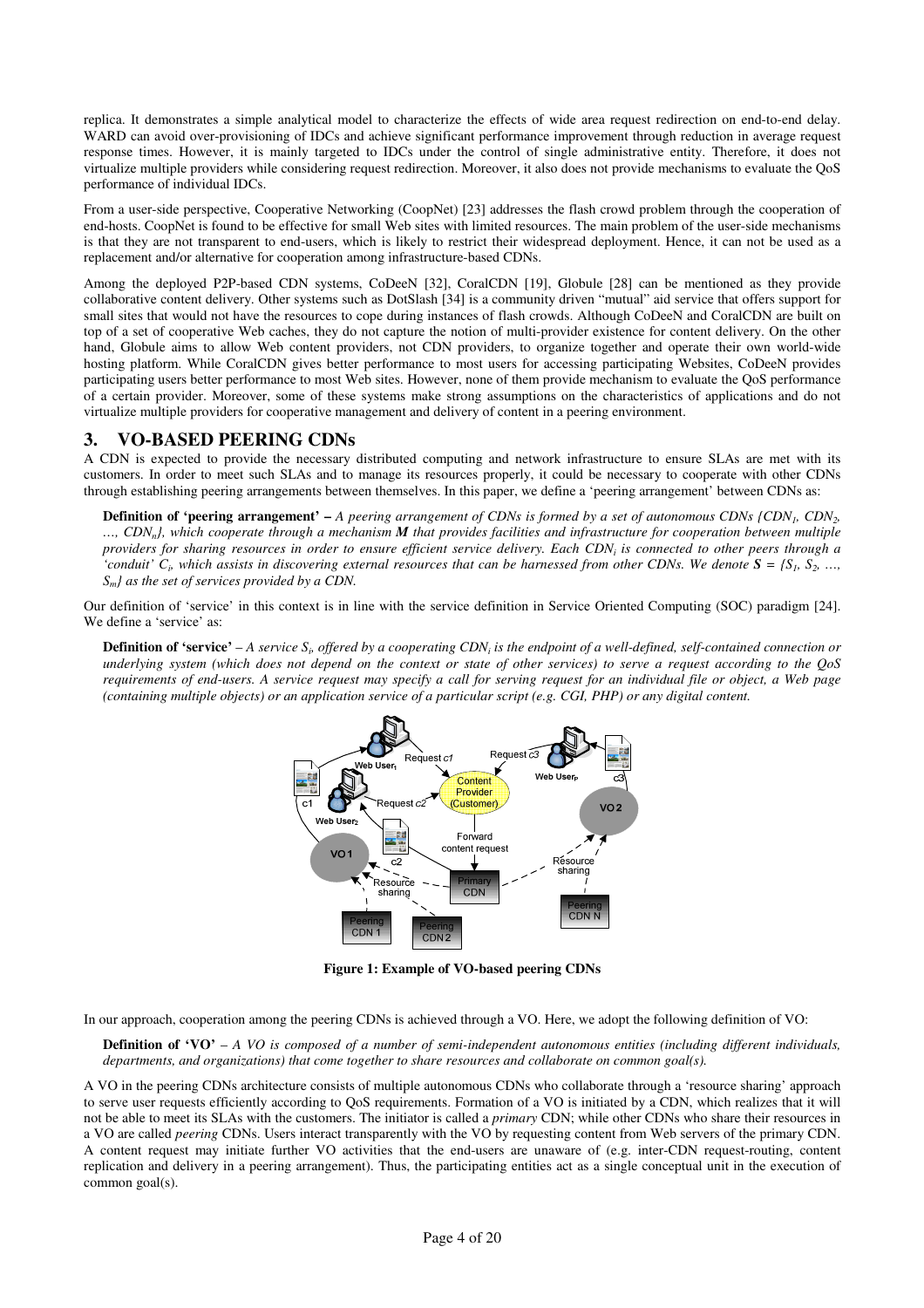replica. It demonstrates a simple analytical model to characterize the effects of wide area request redirection on end-to-end delay. WARD can avoid over-provisioning of IDCs and achieve significant performance improvement through reduction in average request response times. However, it is mainly targeted to IDCs under the control of single administrative entity. Therefore, it does not virtualize multiple providers while considering request redirection. Moreover, it also does not provide mechanisms to evaluate the QoS performance of individual IDCs.

From a user-side perspective, Cooperative Networking (CoopNet) [23] addresses the flash crowd problem through the cooperation of end-hosts. CoopNet is found to be effective for small Web sites with limited resources. The main problem of the user-side mechanisms is that they are not transparent to end-users, which is likely to restrict their widespread deployment. Hence, it can not be used as a replacement and/or alternative for cooperation among infrastructure-based CDNs.

Among the deployed P2P-based CDN systems, CoDeeN [32], CoralCDN [19], Globule [28] can be mentioned as they provide collaborative content delivery. Other systems such as DotSlash [34] is a community driven "mutual" aid service that offers support for small sites that would not have the resources to cope during instances of flash crowds. Although CoDeeN and CoralCDN are built on top of a set of cooperative Web caches, they do not capture the notion of multi-provider existence for content delivery. On the other hand, Globule aims to allow Web content providers, not CDN providers, to organize together and operate their own world-wide hosting platform. While CoralCDN gives better performance to most users for accessing participating Websites, CoDeeN provides participating users better performance to most Web sites. However, none of them provide mechanism to evaluate the QoS performance of a certain provider. Moreover, some of these systems make strong assumptions on the characteristics of applications and do not virtualize multiple providers for cooperative management and delivery of content in a peering environment.

## 3. VO-BASED PEERING CDNs

A CDN is expected to provide the necessary distributed computing and network infrastructure to ensure SLAs are met with its customers. In order to meet such SLAs and to manage its resources properly, it could be necessary to cooperate with other CDNs through establishing peering arrangements between themselves. In this paper, we define a 'peering arrangement' between CDNs as:

> **Definition of 'peering arrangement' –** *A peering arrangement of CDNs is formed by a set of autonomous CDNs {$CDN_1$, $CDN_2$, …, $CDN_n$}, which cooperate through a mechanism **M** that provides facilities and infrastructure for cooperation between multiple providers for sharing resources in order to ensure efficient service delivery. Each $CDN_i$ is connected to other peers through a 'conduit' $C_i$, which assists in discovering external resources that can be harnessed from other CDNs. We denote $\mathbf{S}$ = {$S_1$, $S_2$, …, $S_m$} as the set of services provided by a CDN.*

Our definition of 'service' in this context is in line with the service definition in Service Oriented Computing (SOC) paradigm [24]. We define a 'service' as:

> **Definition of 'service'** – *A service $S_i$, offered by a cooperating $CDN_i$ is the endpoint of a well-defined, self-contained connection or underlying system (which does not depend on the context or state of other services) to serve a request according to the QoS requirements of end-users. A service request may specify a call for serving request for an individual file or object, a Web page (containing multiple objects) or an application service of a particular script (e.g. CGI, PHP) or any digital content.*

**Figure 1: Example of VO-based peering CDNs**

In our approach, cooperation among the peering CDNs is achieved through a VO. Here, we adopt the following definition of VO:

> **Definition of 'VO'** – *A VO is composed of a number of semi-independent autonomous entities (including different individuals, departments, and organizations) that come together to share resources and collaborate on common goal(s).*

A VO in the peering CDNs architecture consists of multiple autonomous CDNs who collaborate through a 'resource sharing' approach to serve user requests efficiently according to QoS requirements. Formation of a VO is initiated by a CDN, which realizes that it will not be able to meet its SLAs with the customers. The initiator is called a *primary* CDN; while other CDNs who share their resources in a VO are called *peering* CDNs. Users interact transparently with the VO by requesting content from Web servers of the primary CDN. A content request may initiate further VO activities that the end-users are unaware of (e.g. inter-CDN request-routing, content replication and delivery in a peering arrangement). Thus, the participating entities act as a single conceptual unit in the execution of common goal(s).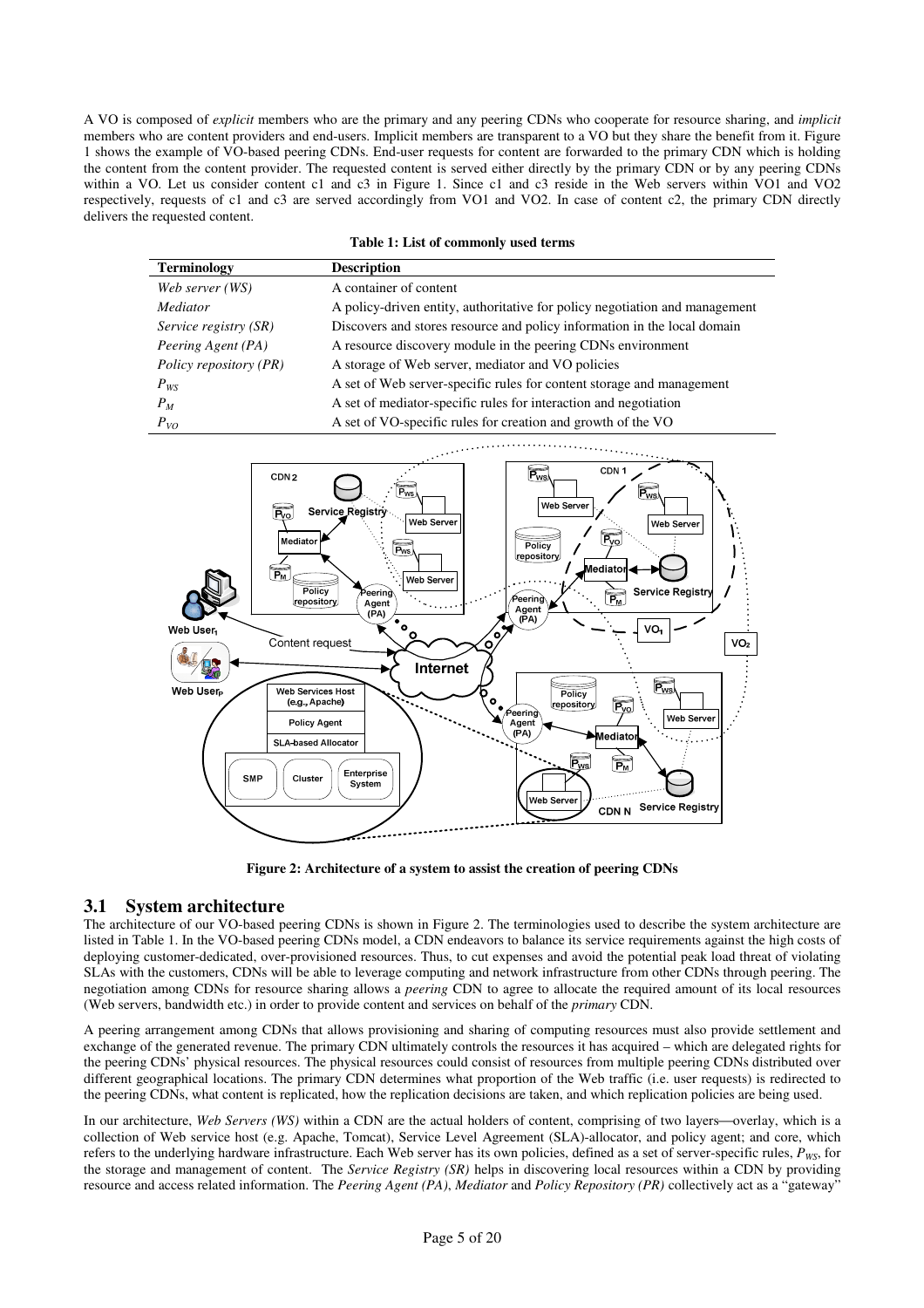A VO is composed of *explicit* members who are the primary and any peering CDNs who cooperate for resource sharing, and *implicit* members who are content providers and end-users. Implicit members are transparent to a VO but they share the benefit from it. Figure 1 shows the example of VO-based peering CDNs. End-user requests for content are forwarded to the primary CDN which is holding the content from the content provider. The requested content is served either directly by the primary CDN or by any peering CDNs within a VO. Let us consider content c1 and c3 in Figure 1. Since c1 and c3 reside in the Web servers within VO1 and VO2 respectively, requests of c1 and c3 are served accordingly from VO1 and VO2. In case of content c2, the primary CDN directly delivers the requested content.

**Table 1: List of commonly used terms**

| Terminology | Description |
|---|---|
| *Web server (WS)* | A container of content |
| *Mediator* | A policy-driven entity, authoritative for policy negotiation and management |
| *Service registry (SR)* | Discovers and stores resource and policy information in the local domain |
| *Peering Agent (PA)* | A resource discovery module in the peering CDNs environment |
| *Policy repository (PR)* | A storage of Web server, mediator and VO policies |
| $P_{WS}$ | A set of Web server-specific rules for content storage and management |
| $P_M$ | A set of mediator-specific rules for interaction and negotiation |
| $P_{VO}$ | A set of VO-specific rules for creation and growth of the VO |

**Figure 2: Architecture of a system to assist the creation of peering CDNs**

## 3.1 System architecture

The architecture of our VO-based peering CDNs is shown in Figure 2. The terminologies used to describe the system architecture are listed in Table 1. In the VO-based peering CDNs model, a CDN endeavors to balance its service requirements against the high costs of deploying customer-dedicated, over-provisioned resources. Thus, to cut expenses and avoid the potential peak load threat of violating SLAs with the customers, CDNs will be able to leverage computing and network infrastructure from other CDNs through peering. The negotiation among CDNs for resource sharing allows a *peering* CDN to agree to allocate the required amount of its local resources (Web servers, bandwidth etc.) in order to provide content and services on behalf of the *primary* CDN.

A peering arrangement among CDNs that allows provisioning and sharing of computing resources must also provide settlement and exchange of the generated revenue. The primary CDN ultimately controls the resources it has acquired – which are delegated rights for the peering CDNs' physical resources. The physical resources could consist of resources from multiple peering CDNs distributed over different geographical locations. The primary CDN determines what proportion of the Web traffic (i.e. user requests) is redirected to the peering CDNs, what content is replicated, how the replication decisions are taken, and which replication policies are being used.

In our architecture, *Web Servers (WS)* within a CDN are the actual holders of content, comprising of two layers—overlay, which is a collection of Web service host (e.g. Apache, Tomcat), Service Level Agreement (SLA)-allocator, and policy agent; and core, which refers to the underlying hardware infrastructure. Each Web server has its own policies, defined as a set of server-specific rules, $P_{WS}$, for the storage and management of content. The *Service Registry (SR)* helps in discovering local resources within a CDN by providing resource and access related information. The *Peering Agent (PA)*, *Mediator* and *Policy Repository (PR)* collectively act as a "gateway"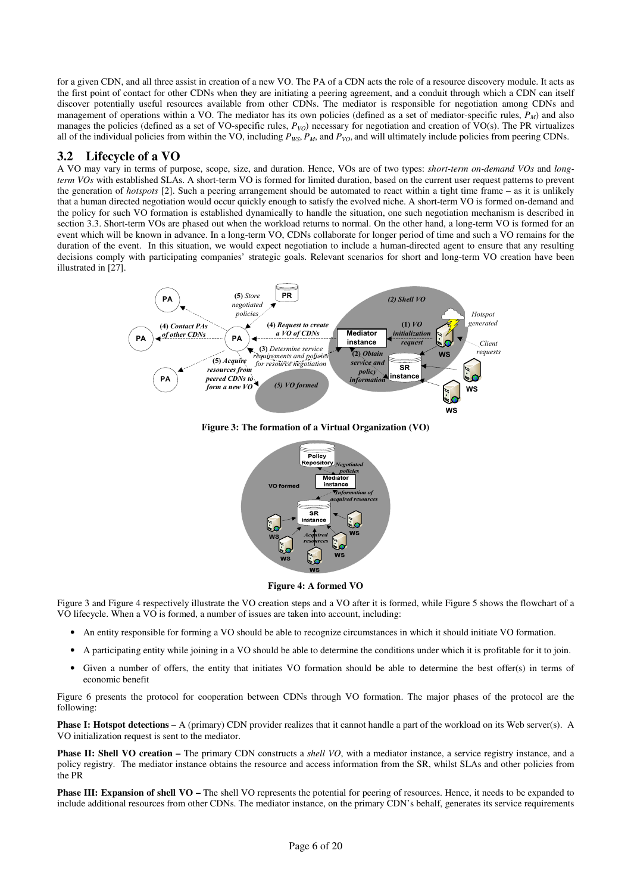for a given CDN, and all three assist in creation of a new VO. The PA of a CDN acts the role of a resource discovery module. It acts as the first point of contact for other CDNs when they are initiating a peering agreement, and a conduit through which a CDN can itself discover potentially useful resources available from other CDNs. The mediator is responsible for negotiation among CDNs and management of operations within a VO. The mediator has its own policies (defined as a set of mediator-specific rules, $P_M$) and also manages the policies (defined as a set of VO-specific rules, $P_{VO}$) necessary for negotiation and creation of VO(s). The PR virtualizes all of the individual policies from within the VO, including $P_{WS}$, $P_M$, and $P_{VO}$, and will ultimately include policies from peering CDNs.

## 3.2 Lifecycle of a VO

A VO may vary in terms of purpose, scope, size, and duration. Hence, VOs are of two types: *short-term on-demand VOs* and *long-term VOs* with established SLAs. A short-term VO is formed for limited duration, based on the current user request patterns to prevent the generation of *hotspots* [2]. Such a peering arrangement should be automated to react within a tight time frame – as it is unlikely that a human directed negotiation would occur quickly enough to satisfy the evolved niche. A short-term VO is formed on-demand and the policy for such VO formation is established dynamically to handle the situation, one such negotiation mechanism is described in section 3.3. Short-term VOs are phased out when the workload returns to normal. On the other hand, a long-term VO is formed for an event which will be known in advance. In a long-term VO, CDNs collaborate for longer period of time and such a VO remains for the duration of the event. In this situation, we would expect negotiation to include a human-directed agent to ensure that any resulting decisions comply with participating companies' strategic goals. Relevant scenarios for short and long-term VO creation have been illustrated in [27].

**Figure 3: The formation of a Virtual Organization (VO)**

**Figure 4: A formed VO**

Figure 3 and Figure 4 respectively illustrate the VO creation steps and a VO after it is formed, while Figure 5 shows the flowchart of a VO lifecycle. When a VO is formed, a number of issues are taken into account, including:

- An entity responsible for forming a VO should be able to recognize circumstances in which it should initiate VO formation.
- A participating entity while joining in a VO should be able to determine the conditions under which it is profitable for it to join.
- Given a number of offers, the entity that initiates VO formation should be able to determine the best offer(s) in terms of economic benefit

Figure 6 presents the protocol for cooperation between CDNs through VO formation. The major phases of the protocol are the following:

**Phase I: Hotspot detections** – A (primary) CDN provider realizes that it cannot handle a part of the workload on its Web server(s). A VO initialization request is sent to the mediator.

**Phase II: Shell VO creation –** The primary CDN constructs a *shell VO*, with a mediator instance, a service registry instance, and a policy registry. The mediator instance obtains the resource and access information from the SR, whilst SLAs and other policies from the PR

**Phase III: Expansion of shell VO –** The shell VO represents the potential for peering of resources. Hence, it needs to be expanded to include additional resources from other CDNs. The mediator instance, on the primary CDN's behalf, generates its service requirements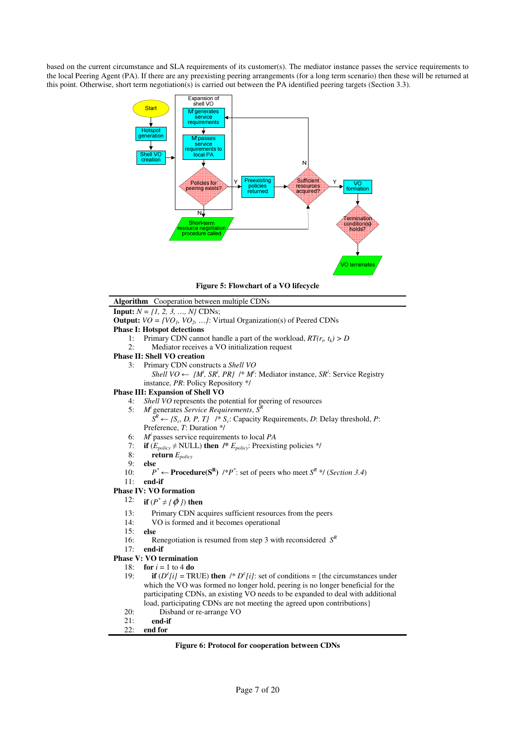based on the current circumstance and SLA requirements of its customer(s). The mediator instance passes the service requirements to the local Peering Agent (PA). If there are any preexisting peering arrangements (for a long term scenario) then these will be returned at this point. Otherwise, short term negotiation(s) is carried out between the PA identified peering targets (Section 3.3).

**Figure 5: Flowchart of a VO lifecycle**

---

**Algorithm** Cooperation between multiple CDNs

---

**Input:** $N = \{1, 2, 3, \ldots, N\}$ CDNs;

**Output:** $VO = \{VO_1, VO_2, \ldots\}$: Virtual Organization(s) of Peered CDNs

**Phase I: Hotspot detections**

1: Primary CDN cannot handle a part of the workload, $RT(r_i, t_k) > D$

2: Mediator receives a VO initialization request

**Phase II: Shell VO creation**

3: Primary CDN constructs a *Shell VO*

*Shell VO* $\leftarrow$ $\{M^i, SR^i, PR\}$ /\* $M^i$: Mediator instance, $SR^i$: Service Registry instance, *PR*: Policy Repository \*/

**Phase III: Expansion of Shell VO**

4: *Shell VO* represents the potential for peering of resources

5: $M^i$ generates *Service Requirements*, $S^R$

$S^R \leftarrow \{S_c, D, P, T\}$ /\* $S_c$: Capacity Requirements, *D*: Delay threshold, *P*: Preference, *T*: Duration \*/

6: $M^i$ passes service requirements to local *PA*

7: **if** ($E_{policy} \neq$ NULL) **then** /\* $E_{policy}$: Preexisting policies \*/

8: **return** $E_{policy}$

9: **else**

10: $P^* \leftarrow$ **Procedure($S^R$)** /\*$P^*$: set of peers who meet $S^R$ \*/ (*Section 3.4*)

11: **end-if**

**Phase IV: VO formation**

12: **if** ($P^* \neq \{\phi\}$) **then**

13: Primary CDN acquires sufficient resources from the peers

14: VO is formed and it becomes operational

15: **else**

16: Renegotiation is resumed from step 3 with reconsidered $S^R$

17: **end-if**

**Phase V: VO termination**

18: **for** $i$ = 1 to 4 **do**

19: **if** ($D^c[i]$ = TRUE) **then** /\* $D^c[i]$: set of conditions = {the circumstances under which the VO was formed no longer hold, peering is no longer beneficial for the participating CDNs, an existing VO needs to be expanded to deal with additional load, participating CDNs are not meeting the agreed upon contributions} \*/

20: Disband or re-arrange VO

21: **end-if**

22: **end for**

---

**Figure 6: Protocol for cooperation between CDNs**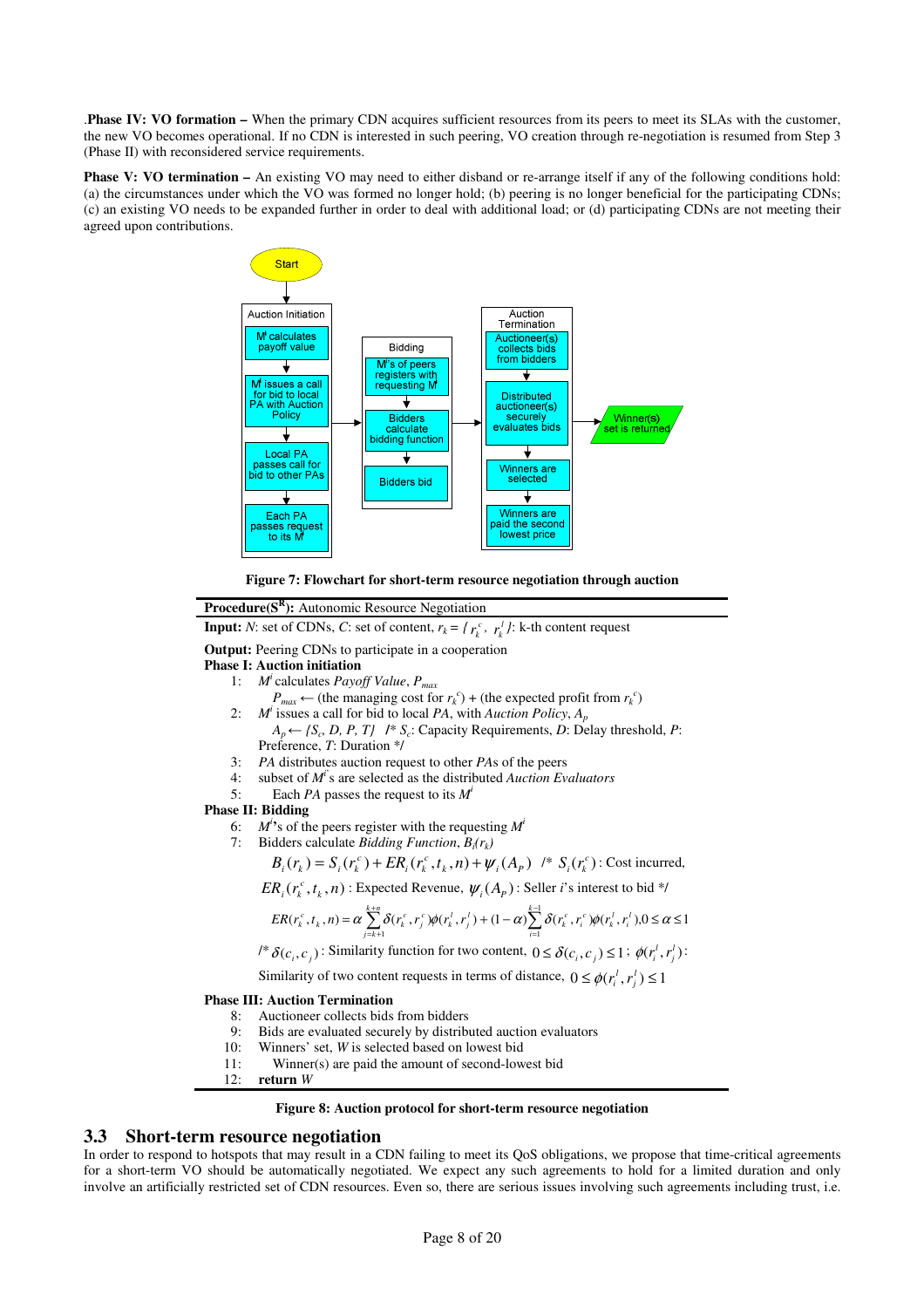.**Phase IV: VO formation –** When the primary CDN acquires sufficient resources from its peers to meet its SLAs with the customer, the new VO becomes operational. If no CDN is interested in such peering, VO creation through re-negotiation is resumed from Step 3 (Phase II) with reconsidered service requirements.

**Phase V: VO termination –** An existing VO may need to either disband or re-arrange itself if any of the following conditions hold: (a) the circumstances under which the VO was formed no longer hold; (b) peering is no longer beneficial for the participating CDNs; (c) an existing VO needs to be expanded further in order to deal with additional load; or (d) participating CDNs are not meeting their agreed upon contributions.

Start

Auction Initiation: $M^i$ calculates payoff value → $M^i$ issues a call for bid to local PA with Auction Policy → Local PA passes call for bid to other PAs → Each PA passes request to its $M^i$

Bidding: $M^i$'s of peers registers with requesting $M^i$ → Bidders calculate bidding function → Bidders bid

Auction Termination: Auctioneer(s) collects bids from bidders → Distributed auctioneer(s) securely evaluates bids → Winners are selected → Winners are paid the second lowest price

Winner(s) set is returned

**Figure 7: Flowchart for short-term resource negotiation through auction**

---

**Procedure($S^R$):** Autonomic Resource Negotiation

**Input:** $N$: set of CDNs, $C$: set of content, $r_k = \{r_k^c, r_k^l\}$: k-th content request

**Output:** Peering CDNs to participate in a cooperation

**Phase I: Auction initiation**

1: $M^i$ calculates *Payoff Value*, $P_{max}$

$P_{max} \leftarrow$ (the managing cost for $r_k^c$) + (the expected profit from $r_k^c$)

2: $M^i$ issues a call for bid to local *PA*, with *Auction Policy*, $A_p$

$A_p \leftarrow \{S_c, D, P, T\}$ /* $S_c$: Capacity Requirements, $D$: Delay threshold, $P$: Preference, $T$: Duration */

3: *PA* distributes auction request to other *PA*s of the peers

4: subset of $M^i$'s are selected as the distributed *Auction Evaluators*

5: Each *PA* passes the request to its $M^i$

**Phase II: Bidding**

6: $M^i$'s of the peers register with the requesting $M^i$

7: Bidders calculate *Bidding Function*, $B_i(r_k)$

$$B_i(r_k) = S_i(r_k^c) + ER_i(r_k^c, t_k, n) + \psi_i(A_P) \quad \text{/* } S_i(r_k^c)\text{: Cost incurred,}$$

$ER_i(r_k^c, t_k, n)$ : Expected Revenue, $\psi_i(A_P)$ : Seller $i$'s interest to bid */

$$ER(r_k^c, t_k, n) = \alpha \sum_{j=k+1}^{k+n} \delta(r_k^c, r_j^c)\phi(r_k^l, r_j^l) + (1-\alpha)\sum_{i=1}^{k-1} \delta(r_k^c, r_i^c)\phi(r_k^l, r_i^l), 0 \le \alpha \le 1$$

/* $\delta(c_i, c_j)$ : Similarity function for two content, $0 \le \delta(c_i, c_j) \le 1$ ; $\phi(r_i^l, r_j^l)$ : Similarity of two content requests in terms of distance, $0 \le \phi(r_i^l, r_j^l) \le 1$

**Phase III: Auction Termination**

8: Auctioneer collects bids from bidders

9: Bids are evaluated securely by distributed auction evaluators

10: Winners' set, $W$ is selected based on lowest bid

11: Winner(s) are paid the amount of second-lowest bid

12: **return** $W$

---

**Figure 8: Auction protocol for short-term resource negotiation**

## 3.3 Short-term resource negotiation

In order to respond to hotspots that may result in a CDN failing to meet its QoS obligations, we propose that time-critical agreements for a short-term VO should be automatically negotiated. We expect any such agreements to hold for a limited duration and only involve an artificially restricted set of CDN resources. Even so, there are serious issues involving such agreements including trust, i.e.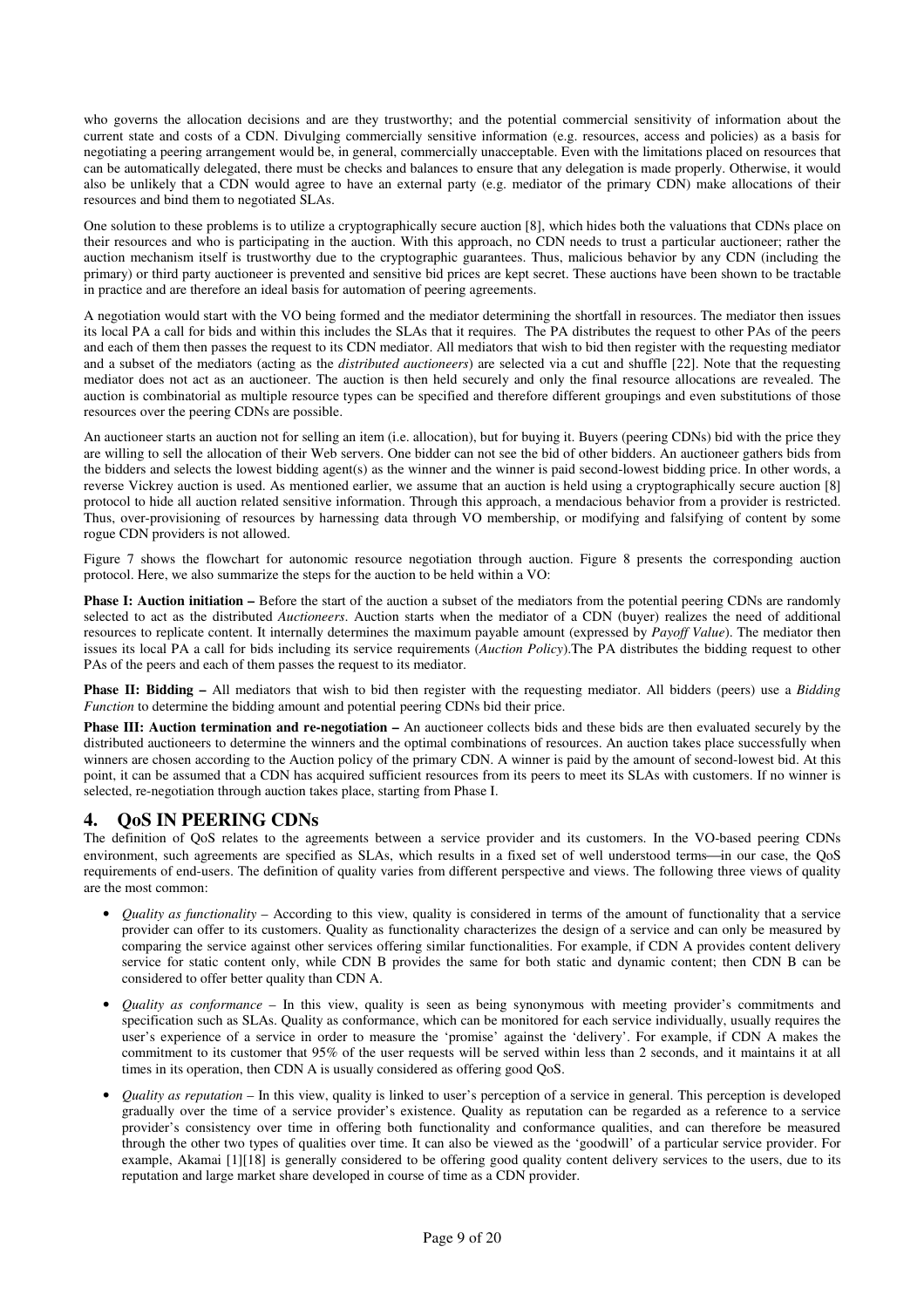who governs the allocation decisions and are they trustworthy; and the potential commercial sensitivity of information about the current state and costs of a CDN. Divulging commercially sensitive information (e.g. resources, access and policies) as a basis for negotiating a peering arrangement would be, in general, commercially unacceptable. Even with the limitations placed on resources that can be automatically delegated, there must be checks and balances to ensure that any delegation is made properly. Otherwise, it would also be unlikely that a CDN would agree to have an external party (e.g. mediator of the primary CDN) make allocations of their resources and bind them to negotiated SLAs.

One solution to these problems is to utilize a cryptographically secure auction [8], which hides both the valuations that CDNs place on their resources and who is participating in the auction. With this approach, no CDN needs to trust a particular auctioneer; rather the auction mechanism itself is trustworthy due to the cryptographic guarantees. Thus, malicious behavior by any CDN (including the primary) or third party auctioneer is prevented and sensitive bid prices are kept secret. These auctions have been shown to be tractable in practice and are therefore an ideal basis for automation of peering agreements.

A negotiation would start with the VO being formed and the mediator determining the shortfall in resources. The mediator then issues its local PA a call for bids and within this includes the SLAs that it requires. The PA distributes the request to other PAs of the peers and each of them then passes the request to its CDN mediator. All mediators that wish to bid then register with the requesting mediator and a subset of the mediators (acting as the *distributed auctioneers*) are selected via a cut and shuffle [22]. Note that the requesting mediator does not act as an auctioneer. The auction is then held securely and only the final resource allocations are revealed. The auction is combinatorial as multiple resource types can be specified and therefore different groupings and even substitutions of those resources over the peering CDNs are possible.

An auctioneer starts an auction not for selling an item (i.e. allocation), but for buying it. Buyers (peering CDNs) bid with the price they are willing to sell the allocation of their Web servers. One bidder can not see the bid of other bidders. An auctioneer gathers bids from the bidders and selects the lowest bidding agent(s) as the winner and the winner is paid second-lowest bidding price. In other words, a reverse Vickrey auction is used. As mentioned earlier, we assume that an auction is held using a cryptographically secure auction [8] protocol to hide all auction related sensitive information. Through this approach, a mendacious behavior from a provider is restricted. Thus, over-provisioning of resources by harnessing data through VO membership, or modifying and falsifying of content by some rogue CDN providers is not allowed.

Figure 7 shows the flowchart for autonomic resource negotiation through auction. Figure 8 presents the corresponding auction protocol. Here, we also summarize the steps for the auction to be held within a VO:

**Phase I: Auction initiation –** Before the start of the auction a subset of the mediators from the potential peering CDNs are randomly selected to act as the distributed *Auctioneers*. Auction starts when the mediator of a CDN (buyer) realizes the need of additional resources to replicate content. It internally determines the maximum payable amount (expressed by *Payoff Value*). The mediator then issues its local PA a call for bids including its service requirements (*Auction Policy*).The PA distributes the bidding request to other PAs of the peers and each of them passes the request to its mediator.

**Phase II: Bidding –** All mediators that wish to bid then register with the requesting mediator. All bidders (peers) use a *Bidding Function* to determine the bidding amount and potential peering CDNs bid their price.

**Phase III: Auction termination and re-negotiation –** An auctioneer collects bids and these bids are then evaluated securely by the distributed auctioneers to determine the winners and the optimal combinations of resources. An auction takes place successfully when winners are chosen according to the Auction policy of the primary CDN. A winner is paid by the amount of second-lowest bid. At this point, it can be assumed that a CDN has acquired sufficient resources from its peers to meet its SLAs with customers. If no winner is selected, re-negotiation through auction takes place, starting from Phase I.

## 4. QoS IN PEERING CDNs

The definition of QoS relates to the agreements between a service provider and its customers. In the VO-based peering CDNs environment, such agreements are specified as SLAs, which results in a fixed set of well understood terms—in our case, the QoS requirements of end-users. The definition of quality varies from different perspective and views. The following three views of quality are the most common:

- *Quality as functionality* – According to this view, quality is considered in terms of the amount of functionality that a service provider can offer to its customers. Quality as functionality characterizes the design of a service and can only be measured by comparing the service against other services offering similar functionalities. For example, if CDN A provides content delivery service for static content only, while CDN B provides the same for both static and dynamic content; then CDN B can be considered to offer better quality than CDN A.
- *Quality as conformance* – In this view, quality is seen as being synonymous with meeting provider's commitments and specification such as SLAs. Quality as conformance, which can be monitored for each service individually, usually requires the user's experience of a service in order to measure the 'promise' against the 'delivery'. For example, if CDN A makes the commitment to its customer that 95% of the user requests will be served within less than 2 seconds, and it maintains it at all times in its operation, then CDN A is usually considered as offering good QoS.
- *Quality as reputation* – In this view, quality is linked to user's perception of a service in general. This perception is developed gradually over the time of a service provider's existence. Quality as reputation can be regarded as a reference to a service provider's consistency over time in offering both functionality and conformance qualities, and can therefore be measured through the other two types of qualities over time. It can also be viewed as the 'goodwill' of a particular service provider. For example, Akamai [1][18] is generally considered to be offering good quality content delivery services to the users, due to its reputation and large market share developed in course of time as a CDN provider.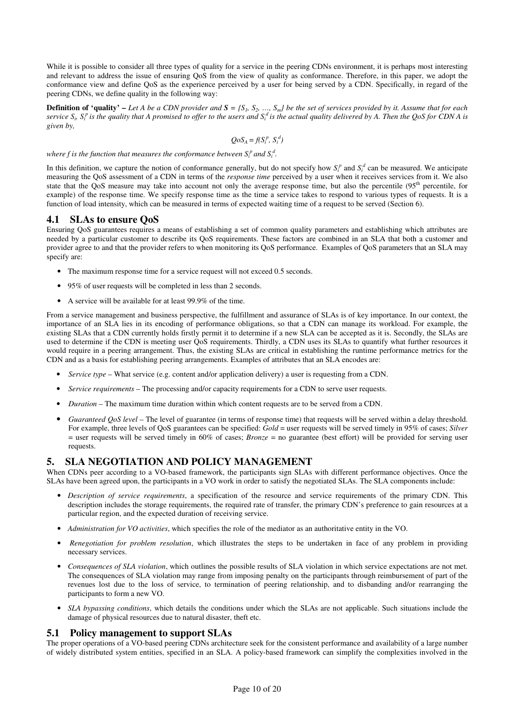While it is possible to consider all three types of quality for a service in the peering CDNs environment, it is perhaps most interesting and relevant to address the issue of ensuring QoS from the view of quality as conformance. Therefore, in this paper, we adopt the conformance view and define QoS as the experience perceived by a user for being served by a CDN. Specifically, in regard of the peering CDNs, we define quality in the following way:

**Definition of 'quality'** – *Let A be a CDN provider and $S = \{S_1, S_2, \ldots, S_m\}$ be the set of services provided by it. Assume that for each service $S_i$, $S_i^p$ is the quality that A promised to offer to the users and $S_i^d$ is the actual quality delivered by A. Then the QoS for CDN A is given by,*

$$QoS_A = f(S_i^p, S_i^d)$$

*where f is the function that measures the conformance between $S_i^p$ and $S_i^d$.*

In this definition, we capture the notion of conformance generally, but do not specify how $S_i^p$ and $S_i^d$ can be measured. We anticipate measuring the QoS assessment of a CDN in terms of the *response time* perceived by a user when it receives services from it. We also state that the QoS measure may take into account not only the average response time, but also the percentile (95th percentile, for example) of the response time. We specify response time as the time a service takes to respond to various types of requests. It is a function of load intensity, which can be measured in terms of expected waiting time of a request to be served (Section 6).

### 4.1 SLAs to ensure QoS

Ensuring QoS guarantees requires a means of establishing a set of common quality parameters and establishing which attributes are needed by a particular customer to describe its QoS requirements. These factors are combined in an SLA that both a customer and provider agree to and that the provider refers to when monitoring its QoS performance. Examples of QoS parameters that an SLA may specify are:

- The maximum response time for a service request will not exceed 0.5 seconds.
- 95% of user requests will be completed in less than 2 seconds.
- A service will be available for at least 99.9% of the time.

From a service management and business perspective, the fulfillment and assurance of SLAs is of key importance. In our context, the importance of an SLA lies in its encoding of performance obligations, so that a CDN can manage its workload. For example, the existing SLAs that a CDN currently holds firstly permit it to determine if a new SLA can be accepted as it is. Secondly, the SLAs are used to determine if the CDN is meeting user QoS requirements. Thirdly, a CDN uses its SLAs to quantify what further resources it would require in a peering arrangement. Thus, the existing SLAs are critical in establishing the runtime performance metrics for the CDN and as a basis for establishing peering arrangements. Examples of attributes that an SLA encodes are:

- *Service type* – What service (e.g. content and/or application delivery) a user is requesting from a CDN.
- *Service requirements* – The processing and/or capacity requirements for a CDN to serve user requests.
- *Duration* – The maximum time duration within which content requests are to be served from a CDN.
- *Guaranteed QoS level* – The level of guarantee (in terms of response time) that requests will be served within a delay threshold. For example, three levels of QoS guarantees can be specified: *Gold* = user requests will be served timely in 95% of cases; *Silver* = user requests will be served timely in 60% of cases; *Bronze* = no guarantee (best effort) will be provided for serving user requests.

## 5. SLA NEGOTIATION AND POLICY MANAGEMENT

When CDNs peer according to a VO-based framework, the participants sign SLAs with different performance objectives. Once the SLAs have been agreed upon, the participants in a VO work in order to satisfy the negotiated SLAs. The SLA components include:

- *Description of service requirements*, a specification of the resource and service requirements of the primary CDN. This description includes the storage requirements, the required rate of transfer, the primary CDN's preference to gain resources at a particular region, and the expected duration of receiving service.
- *Administration for VO activities*, which specifies the role of the mediator as an authoritative entity in the VO.
- *Renegotiation for problem resolution*, which illustrates the steps to be undertaken in face of any problem in providing necessary services.
- *Consequences of SLA violation*, which outlines the possible results of SLA violation in which service expectations are not met. The consequences of SLA violation may range from imposing penalty on the participants through reimbursement of part of the revenues lost due to the loss of service, to termination of peering relationship, and to disbanding and/or rearranging the participants to form a new VO.
- *SLA bypassing conditions*, which details the conditions under which the SLAs are not applicable. Such situations include the damage of physical resources due to natural disaster, theft etc.

### 5.1 Policy management to support SLAs

The proper operations of a VO-based peering CDNs architecture seek for the consistent performance and availability of a large number of widely distributed system entities, specified in an SLA. A policy-based framework can simplify the complexities involved in the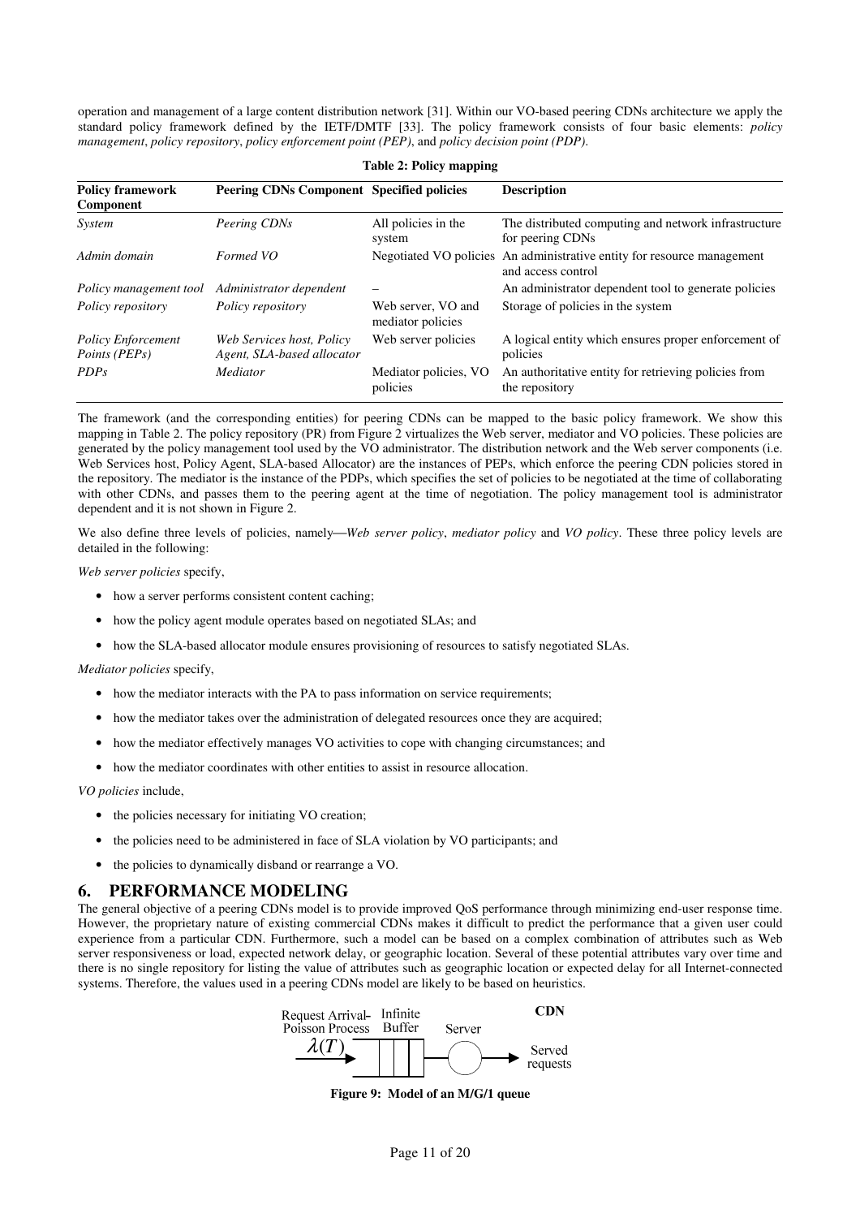operation and management of a large content distribution network [31]. Within our VO-based peering CDNs architecture we apply the standard policy framework defined by the IETF/DMTF [33]. The policy framework consists of four basic elements: *policy management*, *policy repository*, *policy enforcement point (PEP)*, and *policy decision point (PDP)*.

**Table 2: Policy mapping**

| Policy framework Component | Peering CDNs Component | Specified policies | Description |
|---|---|---|---|
| *System* | *Peering CDNs* | All policies in the system | The distributed computing and network infrastructure for peering CDNs |
| *Admin domain* | *Formed VO* | Negotiated VO policies | An administrative entity for resource management and access control |
| *Policy management tool* | *Administrator dependent* | – | An administrator dependent tool to generate policies |
| *Policy repository* | *Policy repository* | Web server, VO and mediator policies | Storage of policies in the system |
| *Policy Enforcement Points (PEPs)* | *Web Services host, Policy Agent, SLA-based allocator* | Web server policies | A logical entity which ensures proper enforcement of policies |
| *PDPs* | *Mediator* | Mediator policies, VO policies | An authoritative entity for retrieving policies from the repository |

The framework (and the corresponding entities) for peering CDNs can be mapped to the basic policy framework. We show this mapping in Table 2. The policy repository (PR) from Figure 2 virtualizes the Web server, mediator and VO policies. These policies are generated by the policy management tool used by the VO administrator. The distribution network and the Web server components (i.e. Web Services host, Policy Agent, SLA-based Allocator) are the instances of PEPs, which enforce the peering CDN policies stored in the repository. The mediator is the instance of the PDPs, which specifies the set of policies to be negotiated at the time of collaborating with other CDNs, and passes them to the peering agent at the time of negotiation. The policy management tool is administrator dependent and it is not shown in Figure 2.

We also define three levels of policies, namely—*Web server policy*, *mediator policy* and *VO policy*. These three policy levels are detailed in the following:

*Web server policies* specify,

- how a server performs consistent content caching;
- how the policy agent module operates based on negotiated SLAs; and
- how the SLA-based allocator module ensures provisioning of resources to satisfy negotiated SLAs.

*Mediator policies* specify,

- how the mediator interacts with the PA to pass information on service requirements;
- how the mediator takes over the administration of delegated resources once they are acquired;
- how the mediator effectively manages VO activities to cope with changing circumstances; and
- how the mediator coordinates with other entities to assist in resource allocation.

*VO policies* include,

- the policies necessary for initiating VO creation;
- the policies need to be administered in face of SLA violation by VO participants; and
- the policies to dynamically disband or rearrange a VO.

## 6. PERFORMANCE MODELING

The general objective of a peering CDNs model is to provide improved QoS performance through minimizing end-user response time. However, the proprietary nature of existing commercial CDNs makes it difficult to predict the performance that a given user could experience from a particular CDN. Furthermore, such a model can be based on a complex combination of attributes such as Web server responsiveness or load, expected network delay, or geographic location. Several of these potential attributes vary over time and there is no single repository for listing the value of attributes such as geographic location or expected delay for all Internet-connected systems. Therefore, the values used in a peering CDNs model are likely to be based on heuristics.

Request Arrival- Poisson Process $\lambda(T)$ — Infinite Buffer — Server — Served requests (CDN)

**Figure 9: Model of an M/G/1 queue**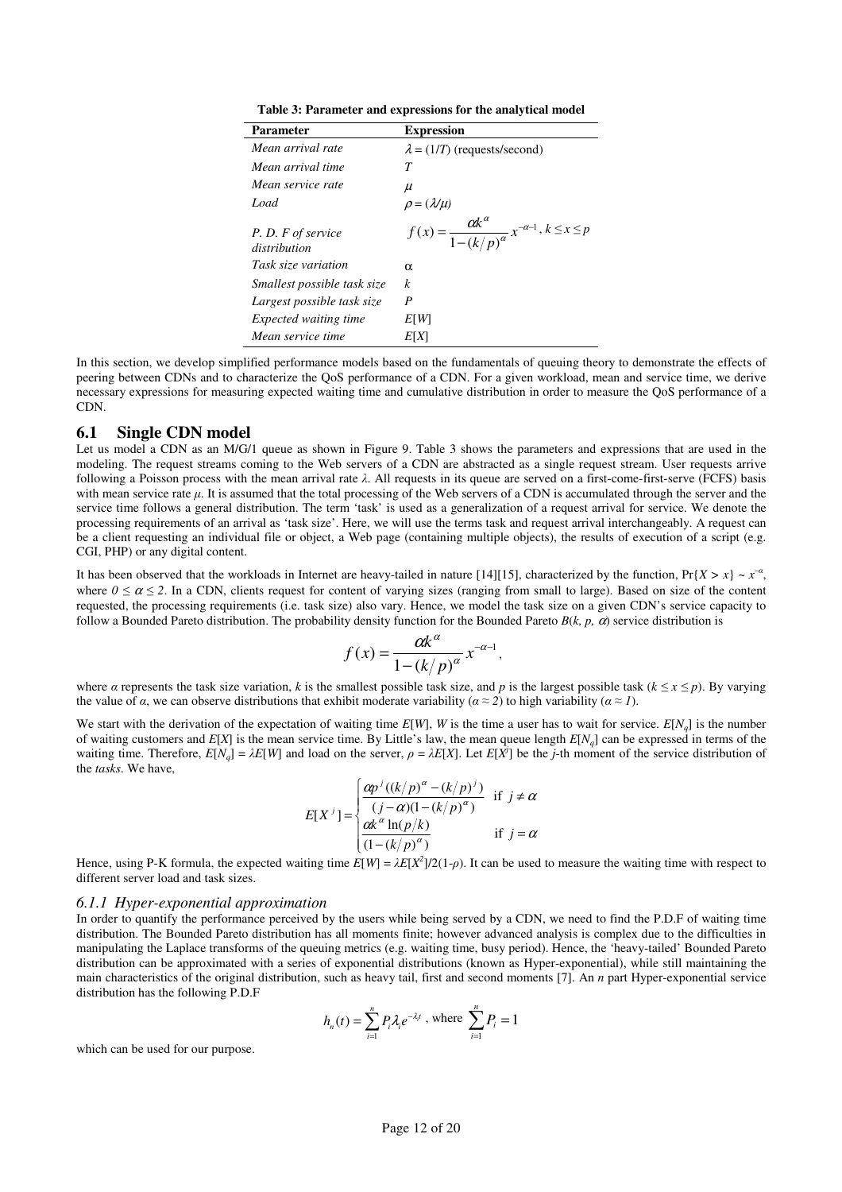**Table 3: Parameter and expressions for the analytical model**

| Parameter | Expression |
|---|---|
| *Mean arrival rate* | $\lambda = (1/T)$ (requests/second) |
| *Mean arrival time* | $T$ |
| *Mean service rate* | $\mu$ |
| *Load* | $\rho = (\lambda/\mu)$ |
| *P. D. F of service distribution* | $f(x) = \dfrac{\alpha k^{\alpha}}{1-(k/p)^{\alpha}} x^{-\alpha-1},\ k \le x \le p$ |
| *Task size variation* | $\alpha$ |
| *Smallest possible task size* | $k$ |
| *Largest possible task size* | $P$ |
| *Expected waiting time* | $E[W]$ |
| *Mean service time* | $E[X]$ |

In this section, we develop simplified performance models based on the fundamentals of queuing theory to demonstrate the effects of peering between CDNs and to characterize the QoS performance of a CDN. For a given workload, mean and service time, we derive necessary expressions for measuring expected waiting time and cumulative distribution in order to measure the QoS performance of a CDN.

## 6.1 Single CDN model

Let us model a CDN as an M/G/1 queue as shown in Figure 9. Table 3 shows the parameters and expressions that are used in the modeling. The request streams coming to the Web servers of a CDN are abstracted as a single request stream. User requests arrive following a Poisson process with the mean arrival rate $\lambda$. All requests in its queue are served on a first-come-first-serve (FCFS) basis with mean service rate $\mu$. It is assumed that the total processing of the Web servers of a CDN is accumulated through the server and the service time follows a general distribution. The term 'task' is used as a generalization of a request arrival for service. We denote the processing requirements of an arrival as 'task size'. Here, we will use the terms task and request arrival interchangeably. A request can be a client requesting an individual file or object, a Web page (containing multiple objects), the results of execution of a script (e.g. CGI, PHP) or any digital content.

It has been observed that the workloads in Internet are heavy-tailed in nature [14][15], characterized by the function, $\Pr\{X > x\} \sim x^{-\alpha}$, where $0 \le \alpha \le 2$. In a CDN, clients request for content of varying sizes (ranging from small to large). Based on size of the content requested, the processing requirements (i.e. task size) also vary. Hence, we model the task size on a given CDN's service capacity to follow a Bounded Pareto distribution. The probability density function for the Bounded Pareto $B(k, p, \alpha)$ service distribution is

$$f(x) = \frac{\alpha k^{\alpha}}{1-(k/p)^{\alpha}} x^{-\alpha-1},$$

where $\alpha$ represents the task size variation, $k$ is the smallest possible task size, and $p$ is the largest possible task ($k \le x \le p$). By varying the value of $\alpha$, we can observe distributions that exhibit moderate variability ($\alpha \approx 2$) to high variability ($\alpha \approx 1$).

We start with the derivation of the expectation of waiting time $E[W]$, $W$ is the time a user has to wait for service. $E[N_q]$ is the number of waiting customers and $E[X]$ is the mean service time. By Little's law, the mean queue length $E[N_q]$ can be expressed in terms of the waiting time. Therefore, $E[N_q] = \lambda E[W]$ and load on the server, $\rho = \lambda E[X]$. Let $E[X^j]$ be the $j$-th moment of the service distribution of the *tasks*. We have,

$$E[X^j] = \begin{cases} \dfrac{\alpha p^{j}((k/p)^{\alpha} - (k/p)^{j})}{(j-\alpha)(1-(k/p)^{\alpha})} & \text{if } j \ne \alpha \\ \dfrac{\alpha k^{\alpha} \ln(p/k)}{(1-(k/p)^{\alpha})} & \text{if } j = \alpha \end{cases}$$

Hence, using P-K formula, the expected waiting time $E[W] = \lambda E[X^2]/2(1-\rho)$. It can be used to measure the waiting time with respect to different server load and task sizes.

### *6.1.1 Hyper-exponential approximation*

In order to quantify the performance perceived by the users while being served by a CDN, we need to find the P.D.F of waiting time distribution. The Bounded Pareto distribution has all moments finite; however advanced analysis is complex due to the difficulties in manipulating the Laplace transforms of the queuing metrics (e.g. waiting time, busy period). Hence, the 'heavy-tailed' Bounded Pareto distribution can be approximated with a series of exponential distributions (known as Hyper-exponential), while still maintaining the main characteristics of the original distribution, such as heavy tail, first and second moments [7]. An $n$ part Hyper-exponential service distribution has the following P.D.F

$$h_n(t) = \sum_{i=1}^{n} P_i \lambda_i e^{-\lambda_i t}, \text{ where } \sum_{i=1}^{n} P_i = 1$$

which can be used for our purpose.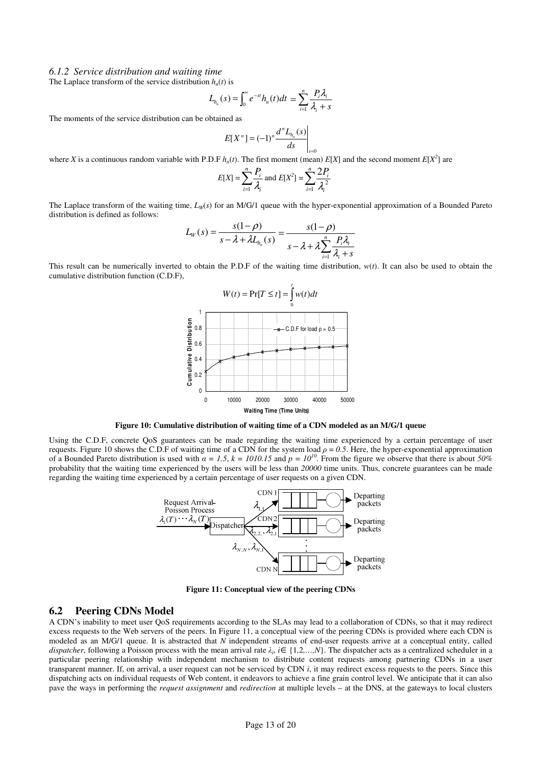### 6.1.2 Service distribution and waiting time

The Laplace transform of the service distribution $h_n(t)$ is

$$L_{h_n}(s) = \int_0^{\infty} e^{-st} h_n(t)dt = \sum_{i=1}^{n} \frac{P_i \lambda_i}{\lambda_i + s}$$

The moments of the service distribution can be obtained as

$$E[X^n] = (-1)^n \frac{d^n L_{h_n}(s)}{ds}\Bigg|_{s=0}$$

where $X$ is a continuous random variable with P.D.F $h_n(t)$. The first moment (mean) $E[X]$ and the second moment $E[X^2]$ are

$$E[X] = \sum_{i=1}^{n} \frac{P_i}{\lambda_i} \text{ and } E[X^2] = \sum_{i=1}^{n} \frac{2P_i}{\lambda_i^2}$$

The Laplace transform of the waiting time, $L_W(s)$ for an M/G/1 queue with the hyper-exponential approximation of a Bounded Pareto distribution is defined as follows:

$$L_W(s) = \frac{s(1-\rho)}{s - \lambda + \lambda L_{h_n}(s)} = \frac{s(1-\rho)}{s - \lambda + \lambda \sum_{i=1}^{n} \frac{P_i \lambda_i}{\lambda_i + s}}$$

This result can be numerically inverted to obtain the P.D.F of the waiting time distribution, $w(t)$. It can also be used to obtain the cumulative distribution function (C.D.F),

$$W(t) = \Pr[T \leq t] = \int_0^t w(t)dt$$

**Figure 10: Cumulative distribution of waiting time of a CDN modeled as an M/G/1 queue**

Using the C.D.F, concrete QoS guarantees can be made regarding the waiting time experienced by a certain percentage of user requests. Figure 10 shows the C.D.F of waiting time of a CDN for the system load $\rho = 0.5$. Here, the hyper-exponential approximation of a Bounded Pareto distribution is used with $\alpha = 1.5$, $k = 1010.15$ and $p = 10^{10}$. From the figure we observe that there is about *50%* probability that the waiting time experienced by the users will be less than *20000* time units. Thus, concrete guarantees can be made regarding the waiting time experienced by a certain percentage of user requests on a given CDN.

**Figure 11: Conceptual view of the peering CDNs**

## 6.2 Peering CDNs Model

A CDN's inability to meet user QoS requirements according to the SLAs may lead to a collaboration of CDNs, so that it may redirect excess requests to the Web servers of the peers. In Figure 11, a conceptual view of the peering CDNs is provided where each CDN is modeled as an M/G/1 queue. It is abstracted that $N$ independent streams of end-user requests arrive at a conceptual entity, called *dispatcher*, following a Poisson process with the mean arrival rate $\lambda_i$, $i \in \{1,2,\ldots,N\}$. The dispatcher acts as a centralized scheduler in a particular peering relationship with independent mechanism to distribute content requests among partnering CDNs in a user transparent manner. If, on arrival, a user request can not be serviced by CDN $i$, it may redirect excess requests to the peers. Since this dispatching acts on individual requests of Web content, it endeavors to achieve a fine grain control level. We anticipate that it can also pave the ways in performing the *request assignment* and *redirection* at multiple levels – at the DNS, at the gateways to local clusters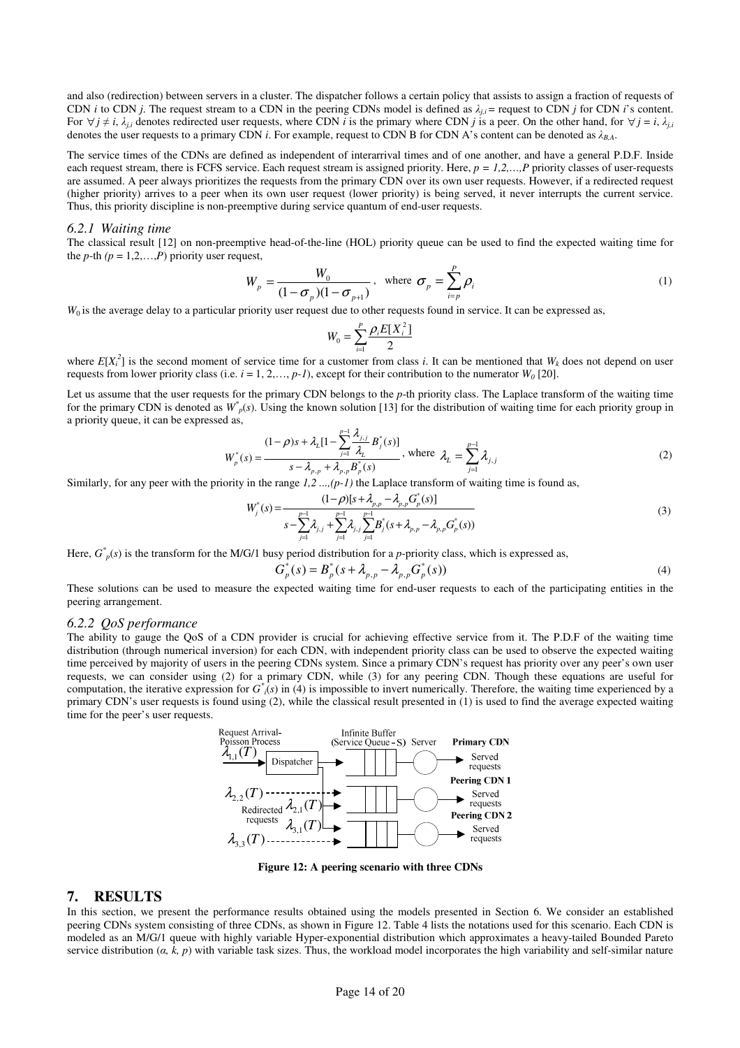and also (redirection) between servers in a cluster. The dispatcher follows a certain policy that assists to assign a fraction of requests of CDN $i$ to CDN $j$. The request stream to a CDN in the peering CDNs model is defined as $\lambda_{j,i}$ = request to CDN $j$ for CDN $i$'s content. For $\forall j \neq i$, $\lambda_{j,i}$ denotes redirected user requests, where CDN $i$ is the primary where CDN $j$ is a peer. On the other hand, for $\forall j = i$, $\lambda_{j,i}$ denotes the user requests to a primary CDN $i$. For example, request to CDN B for CDN A's content can be denoted as $\lambda_{B,A}$.

The service times of the CDNs are defined as independent of interarrival times and of one another, and have a general P.D.F. Inside each request stream, there is FCFS service. Each request stream is assigned priority. Here, $p = 1,2,\ldots,P$ priority classes of user-requests are assumed. A peer always prioritizes the requests from the primary CDN over its own user requests. However, if a redirected request (higher priority) arrives to a peer when its own user request (lower priority) is being served, it never interrupts the current service. Thus, this priority discipline is non-preemptive during service quantum of end-user requests.

### *6.2.1 Waiting time*

The classical result [12] on non-preemptive head-of-the-line (HOL) priority queue can be used to find the expected waiting time for the $p$-th $(p = 1,2,\ldots,P)$ priority user request,

$$W_p = \frac{W_0}{(1-\sigma_p)(1-\sigma_{p+1})}, \quad \text{where } \sigma_p = \sum_{i=p}^{P} \rho_i \tag{1}$$

$W_0$ is the average delay to a particular priority user request due to other requests found in service. It can be expressed as,

$$W_0 = \sum_{i=1}^{P} \frac{\rho_i E[X_i^2]}{2}$$

where $E[X_i^2]$ is the second moment of service time for a customer from class $i$. It can be mentioned that $W_k$ does not depend on user requests from lower priority class (i.e. $i = 1, 2, \ldots, p-1$), except for their contribution to the numerator $W_0$ [20].

Let us assume that the user requests for the primary CDN belongs to the $p$-th priority class. The Laplace transform of the waiting time for the primary CDN is denoted as $W_p^*(s)$. Using the known solution [13] for the distribution of waiting time for each priority group in a priority queue, it can be expressed as,

$$W_p^*(s) = \frac{(1-\rho)s + \lambda_L[1 - \sum_{j=1}^{p-1} \frac{\lambda_{j,j}}{\lambda_L} B_j^*(s)]}{s - \lambda_{p,p} + \lambda_{p,p} B_p^*(s)}, \text{ where } \lambda_L = \sum_{j=1}^{p-1} \lambda_{j,j} \tag{2}$$

Similarly, for any peer with the priority in the range $1,2 \ldots,(p-1)$ the Laplace transform of waiting time is found as,

$$W_j^*(s) = \frac{(1-\rho)[s + \lambda_{p,p} - \lambda_{p,p} G_p^*(s)]}{s - \sum_{j=1}^{p-1} \lambda_{j,j} + \sum_{j=1}^{p-1} \lambda_{j,j} \sum_{j=1}^{p-1} B_j^*(s + \lambda_{p,p} - \lambda_{p,p} G_p^*(s))} \tag{3}$$

Here, $G_p^*(s)$ is the transform for the M/G/1 busy period distribution for a $p$-priority class, which is expressed as,

$$G_p^*(s) = B_p^*(s + \lambda_{p,p} - \lambda_{p,p} G_p^*(s)) \tag{4}$$

These solutions can be used to measure the expected waiting time for end-user requests to each of the participating entities in the peering arrangement.

### *6.2.2 QoS performance*

The ability to gauge the QoS of a CDN provider is crucial for achieving effective service from it. The P.D.F of the waiting time distribution (through numerical inversion) for each CDN, with independent priority class can be used to observe the expected waiting time perceived by majority of users in the peering CDNs system. Since a primary CDN's request has priority over any peer's own user requests, we can consider using (2) for a primary CDN, while (3) for any peering CDN. Though these equations are useful for computation, the iterative expression for $G_i^*(s)$ in (4) is impossible to invert numerically. Therefore, the waiting time experienced by a primary CDN's user requests is found using (2), while the classical result presented in (1) is used to find the average expected waiting time for the peer's user requests.

**Figure 12: A peering scenario with three CDNs**

## 7. RESULTS

In this section, we present the performance results obtained using the models presented in Section 6. We consider an established peering CDNs system consisting of three CDNs, as shown in Figure 12. Table 4 lists the notations used for this scenario. Each CDN is modeled as an M/G/1 queue with highly variable Hyper-exponential distribution which approximates a heavy-tailed Bounded Pareto service distribution ($\alpha$, $k$, $p$) with variable task sizes. Thus, the workload model incorporates the high variability and self-similar nature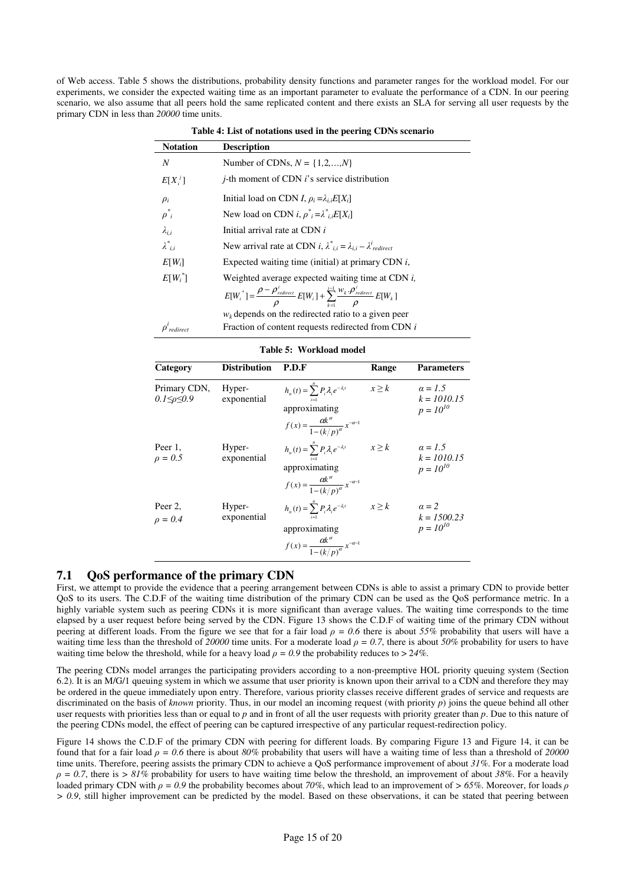of Web access. Table 5 shows the distributions, probability density functions and parameter ranges for the workload model. For our experiments, we consider the expected waiting time as an important parameter to evaluate the performance of a CDN. In our peering scenario, we also assume that all peers hold the same replicated content and there exists an SLA for serving all user requests by the primary CDN in less than *20000* time units.

**Table 4: List of notations used in the peering CDNs scenario**

| Notation | Description |
|---|---|
| $N$ | Number of CDNs, $N = \{1,2,\ldots,N\}$ |
| $E[X_i^j]$ | $j$-th moment of CDN $i$'s service distribution |
| $\rho_i$ | Initial load on CDN $I$, $\rho_i = \lambda_{i,i}E[X_i]$ |
| $\rho^*_i$ | New load on CDN $i$, $\rho^*_i = \lambda^*_{i,i}E[X_i]$ |
| $\lambda_{i,i}$ | Initial arrival rate at CDN $i$ |
| $\lambda^*_{i,i}$ | New arrival rate at CDN $i$, $\lambda^*_{i,i} = \lambda_{i,i} - \lambda^i_{redirect}$ |
| $E[W_i]$ | Expected waiting time (initial) at primary CDN $i$, |
| $E[W_i^*]$ | Weighted average expected waiting time at CDN $i$, $E[W_i^*] = \frac{\rho - \rho^i_{redirect}}{\rho} E[W_i] + \sum_{k=1}^{i-1} \frac{w_k . \rho^i_{redirect}}{\rho} E[W_k]$ <br> $w_k$ depends on the redirected ratio to a given peer |
| $\rho^i_{redirect}$ | Fraction of content requests redirected from CDN $i$ |

**Table 5: Workload model**

| Category | Distribution | P.D.F | Range | Parameters |
|---|---|---|---|---|
| Primary CDN, $0.1 \le \rho \le 0.9$ | Hyper-exponential | $h_n(t) = \sum_{i=1}^{n} P_i \lambda_i e^{-\lambda_i t}$ approximating $f(x) = \frac{\alpha k^\alpha}{1-(k/p)^\alpha} x^{-\alpha-1}$ | $x \ge k$ | $\alpha = 1.5$ <br> $k = 1010.15$ <br> $p = 10^{10}$ |
| Peer 1, $\rho = 0.5$ | Hyper-exponential | $h_n(t) = \sum_{i=1}^{n} P_i \lambda_i e^{-\lambda_i t}$ approximating $f(x) = \frac{\alpha k^\alpha}{1-(k/p)^\alpha} x^{-\alpha-1}$ | $x \ge k$ | $\alpha = 1.5$ <br> $k = 1010.15$ <br> $p = 10^{10}$ |
| Peer 2, $\rho = 0.4$ | Hyper-exponential | $h_n(t) = \sum_{i=1}^{n} P_i \lambda_i e^{-\lambda_i t}$ approximating $f(x) = \frac{\alpha k^\alpha}{1-(k/p)^\alpha} x^{-\alpha-1}$ | $x \ge k$ | $\alpha = 2$ <br> $k = 1500.23$ <br> $p = 10^{10}$ |

## 7.1 QoS performance of the primary CDN

First, we attempt to provide the evidence that a peering arrangement between CDNs is able to assist a primary CDN to provide better QoS to its users. The C.D.F of the waiting time distribution of the primary CDN can be used as the QoS performance metric. In a highly variable system such as peering CDNs it is more significant than average values. The waiting time corresponds to the time elapsed by a user request before being served by the CDN. Figure 13 shows the C.D.F of waiting time of the primary CDN without peering at different loads. From the figure we see that for a fair load $\rho = 0.6$ there is about *55%* probability that users will have a waiting time less than the threshold of *20000* time units. For a moderate load $\rho = 0.7$, there is about *50%* probability for users to have waiting time below the threshold, while for a heavy load $\rho = 0.9$ the probability reduces to > *24%*.

The peering CDNs model arranges the participating providers according to a non-preemptive HOL priority queuing system (Section 6.2). It is an M/G/1 queuing system in which we assume that user priority is known upon their arrival to a CDN and therefore they may be ordered in the queue immediately upon entry. Therefore, various priority classes receive different grades of service and requests are discriminated on the basis of *known* priority. Thus, in our model an incoming request (with priority $p$) joins the queue behind all other user requests with priorities less than or equal to $p$ and in front of all the user requests with priority greater than $p$. Due to this nature of the peering CDNs model, the effect of peering can be captured irrespective of any particular request-redirection policy.

Figure 14 shows the C.D.F of the primary CDN with peering for different loads. By comparing Figure 13 and Figure 14, it can be found that for a fair load $\rho = 0.6$ there is about *80%* probability that users will have a waiting time of less than a threshold of *20000* time units. Therefore, peering assists the primary CDN to achieve a QoS performance improvement of about *31%*. For a moderate load $\rho = 0.7$, there is > *81%* probability for users to have waiting time below the threshold, an improvement of about *38%*. For a heavily loaded primary CDN with $\rho = 0.9$ the probability becomes about *70%*, which lead to an improvement of > *65%*. Moreover, for loads $\rho > 0.9$, still higher improvement can be predicted by the model. Based on these observations, it can be stated that peering between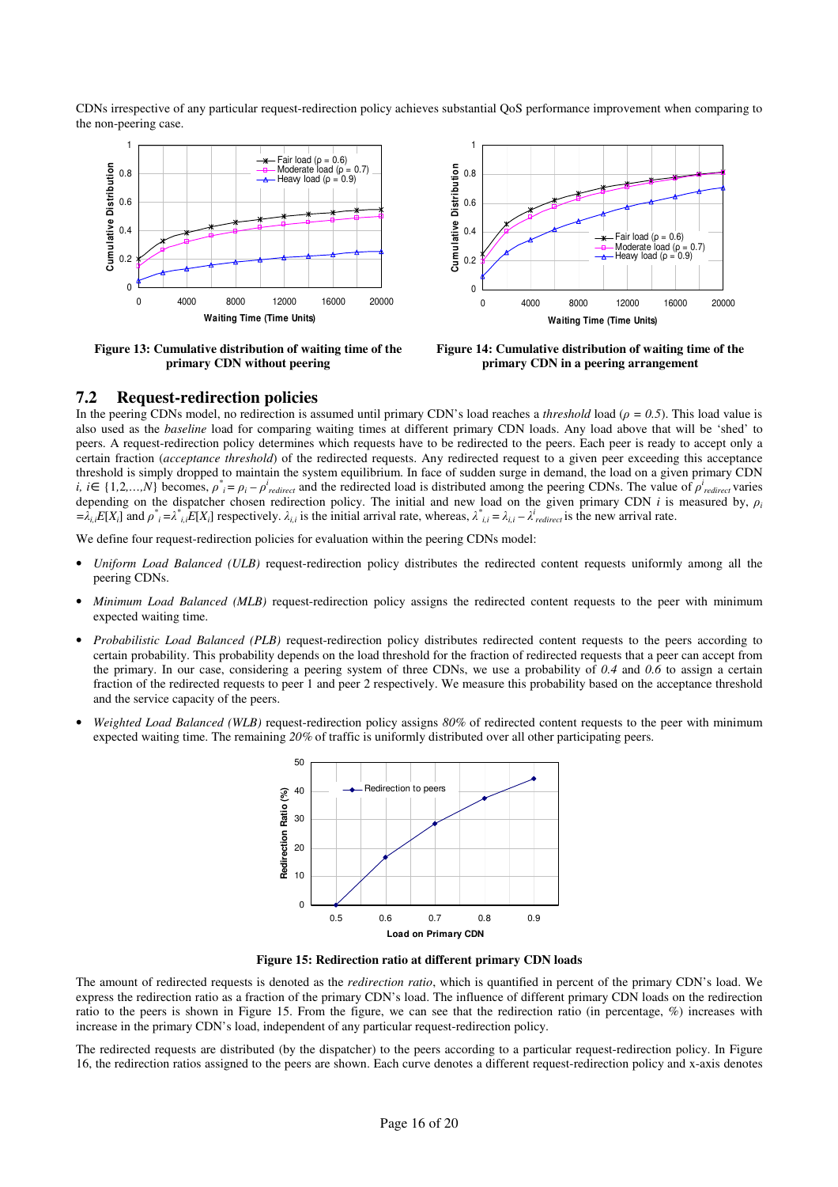CDNs irrespective of any particular request-redirection policy achieves substantial QoS performance improvement when comparing to the non-peering case.

**Figure 13: Cumulative distribution of waiting time of the primary CDN without peering**

**Figure 14: Cumulative distribution of waiting time of the primary CDN in a peering arrangement**

## 7.2 Request-redirection policies

In the peering CDNs model, no redirection is assumed until primary CDN's load reaches a *threshold* load ($\rho = 0.5$). This load value is also used as the *baseline* load for comparing waiting times at different primary CDN loads. Any load above that will be 'shed' to peers. A request-redirection policy determines which requests have to be redirected to the peers. Each peer is ready to accept only a certain fraction (*acceptance threshold*) of the redirected requests. Any redirected request to a given peer exceeding this acceptance threshold is simply dropped to maintain the system equilibrium. In face of sudden surge in demand, the load on a given primary CDN $i$, $i \in \{1,2,\ldots,N\}$ becomes, $\rho^*_i = \rho_i - \rho^i_{redirect}$ and the redirected load is distributed among the peering CDNs. The value of $\rho^i_{redirect}$ varies depending on the dispatcher chosen redirection policy. The initial and new load on the given primary CDN $i$ is measured by, $\rho_i = \lambda_{i,i}E[X_i]$ and $\rho^*_i = \lambda^*_{i,i}E[X_i]$ respectively. $\lambda_{i,i}$ is the initial arrival rate, whereas, $\lambda^*_{i,i} = \lambda_{i,i} - \lambda^i_{redirect}$ is the new arrival rate.

We define four request-redirection policies for evaluation within the peering CDNs model:

- *Uniform Load Balanced (ULB)* request-redirection policy distributes the redirected content requests uniformly among all the peering CDNs.
- *Minimum Load Balanced (MLB)* request-redirection policy assigns the redirected content requests to the peer with minimum expected waiting time.
- *Probabilistic Load Balanced (PLB)* request-redirection policy distributes redirected content requests to the peers according to certain probability. This probability depends on the load threshold for the fraction of redirected requests that a peer can accept from the primary. In our case, considering a peering system of three CDNs, we use a probability of *0.4* and *0.6* to assign a certain fraction of the redirected requests to peer 1 and peer 2 respectively. We measure this probability based on the acceptance threshold and the service capacity of the peers.
- *Weighted Load Balanced (WLB)* request-redirection policy assigns *80%* of redirected content requests to the peer with minimum expected waiting time. The remaining *20%* of traffic is uniformly distributed over all other participating peers.

**Figure 15: Redirection ratio at different primary CDN loads**

The amount of redirected requests is denoted as the *redirection ratio*, which is quantified in percent of the primary CDN's load. We express the redirection ratio as a fraction of the primary CDN's load. The influence of different primary CDN loads on the redirection ratio to the peers is shown in Figure 15. From the figure, we can see that the redirection ratio (in percentage, %) increases with increase in the primary CDN's load, independent of any particular request-redirection policy.

The redirected requests are distributed (by the dispatcher) to the peers according to a particular request-redirection policy. In Figure 16, the redirection ratios assigned to the peers are shown. Each curve denotes a different request-redirection policy and x-axis denotes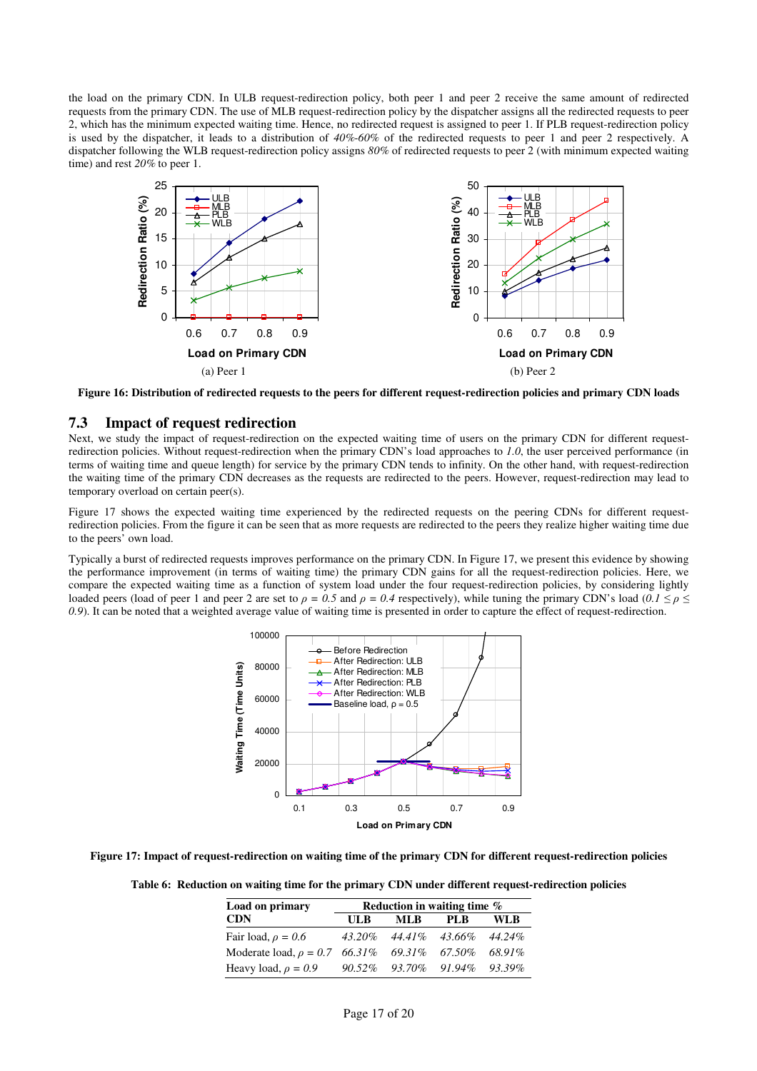the load on the primary CDN. In ULB request-redirection policy, both peer 1 and peer 2 receive the same amount of redirected requests from the primary CDN. The use of MLB request-redirection policy by the dispatcher assigns all the redirected requests to peer 2, which has the minimum expected waiting time. Hence, no redirected request is assigned to peer 1. If PLB request-redirection policy is used by the dispatcher, it leads to a distribution of *40%-60%* of the redirected requests to peer 1 and peer 2 respectively. A dispatcher following the WLB request-redirection policy assigns *80%* of redirected requests to peer 2 (with minimum expected waiting time) and rest *20%* to peer 1.

(a) Peer 1

(b) Peer 2

**Figure 16: Distribution of redirected requests to the peers for different request-redirection policies and primary CDN loads**

## 7.3 Impact of request redirection

Next, we study the impact of request-redirection on the expected waiting time of users on the primary CDN for different request-redirection policies. Without request-redirection when the primary CDN's load approaches to *1.0*, the user perceived performance (in terms of waiting time and queue length) for service by the primary CDN tends to infinity. On the other hand, with request-redirection the waiting time of the primary CDN decreases as the requests are redirected to the peers. However, request-redirection may lead to temporary overload on certain peer(s).

Figure 17 shows the expected waiting time experienced by the redirected requests on the peering CDNs for different request-redirection policies. From the figure it can be seen that as more requests are redirected to the peers they realize higher waiting time due to the peers' own load.

Typically a burst of redirected requests improves performance on the primary CDN. In Figure 17, we present this evidence by showing the performance improvement (in terms of waiting time) the primary CDN gains for all the request-redirection policies. Here, we compare the expected waiting time as a function of system load under the four request-redirection policies, by considering lightly loaded peers (load of peer 1 and peer 2 are set to $\rho = 0.5$ and $\rho = 0.4$ respectively), while tuning the primary CDN's load ($0.1 \leq \rho \leq 0.9$). It can be noted that a weighted average value of waiting time is presented in order to capture the effect of request-redirection.

**Figure 17: Impact of request-redirection on waiting time of the primary CDN for different request-redirection policies**

**Table 6: Reduction on waiting time for the primary CDN under different request-redirection policies**

| Load on primary CDN | Reduction in waiting time % | | | |
|---|---|---|---|---|
| | ULB | MLB | PLB | WLB |
| Fair load, $\rho = 0.6$ | *43.20%* | *44.41%* | *43.66%* | *44.24%* |
| Moderate load, $\rho = 0.7$ | *66.31%* | *69.31%* | *67.50%* | *68.91%* |
| Heavy load, $\rho = 0.9$ | *90.52%* | *93.70%* | *91.94%* | *93.39%* |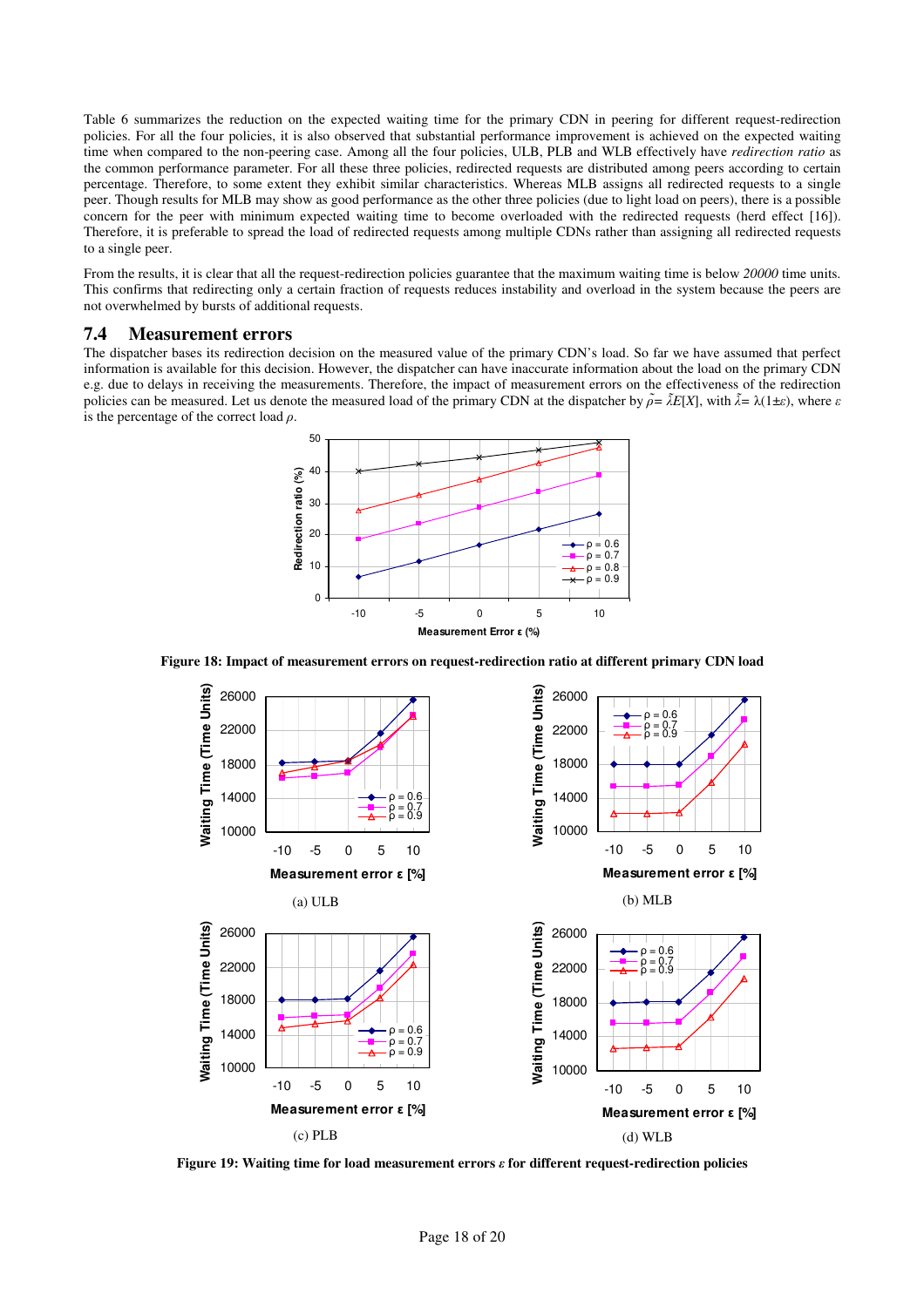Table 6 summarizes the reduction on the expected waiting time for the primary CDN in peering for different request-redirection policies. For all the four policies, it is also observed that substantial performance improvement is achieved on the expected waiting time when compared to the non-peering case. Among all the four policies, ULB, PLB and WLB effectively have *redirection ratio* as the common performance parameter. For all these three policies, redirected requests are distributed among peers according to certain percentage. Therefore, to some extent they exhibit similar characteristics. Whereas MLB assigns all redirected requests to a single peer. Though results for MLB may show as good performance as the other three policies (due to light load on peers), there is a possible concern for the peer with minimum expected waiting time to become overloaded with the redirected requests (herd effect [16]). Therefore, it is preferable to spread the load of redirected requests among multiple CDNs rather than assigning all redirected requests to a single peer.

From the results, it is clear that all the request-redirection policies guarantee that the maximum waiting time is below *20000* time units. This confirms that redirecting only a certain fraction of requests reduces instability and overload in the system because the peers are not overwhelmed by bursts of additional requests.

## 7.4 Measurement errors

The dispatcher bases its redirection decision on the measured value of the primary CDN's load. So far we have assumed that perfect information is available for this decision. However, the dispatcher can have inaccurate information about the load on the primary CDN e.g. due to delays in receiving the measurements. Therefore, the impact of measurement errors on the effectiveness of the redirection policies can be measured. Let us denote the measured load of the primary CDN at the dispatcher by $\tilde{\rho} = \tilde{\lambda}E[X]$, with $\tilde{\lambda} = \lambda(1 \pm \varepsilon)$, where $\varepsilon$ is the percentage of the correct load $\rho$.

**Figure 18: Impact of measurement errors on request-redirection ratio at different primary CDN load**

(a) ULB

(b) MLB

(c) PLB

(d) WLB

**Figure 19: Waiting time for load measurement errors $\varepsilon$ for different request-redirection policies**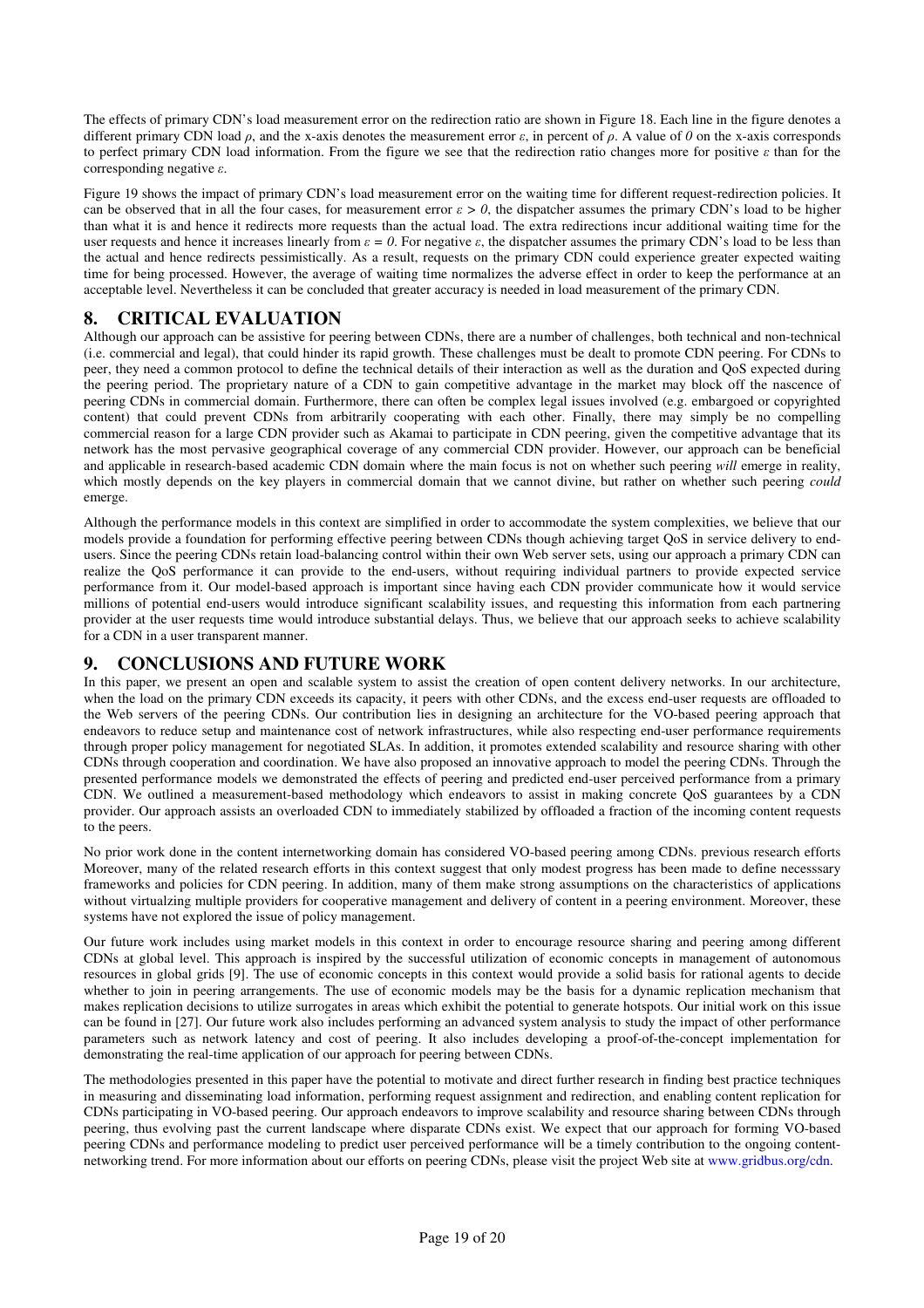The effects of primary CDN's load measurement error on the redirection ratio are shown in Figure 18. Each line in the figure denotes a different primary CDN load $\rho$, and the x-axis denotes the measurement error $\varepsilon$, in percent of $\rho$. A value of *0* on the x-axis corresponds to perfect primary CDN load information. From the figure we see that the redirection ratio changes more for positive $\varepsilon$ than for the corresponding negative $\varepsilon$.

Figure 19 shows the impact of primary CDN's load measurement error on the waiting time for different request-redirection policies. It can be observed that in all the four cases, for measurement error $\varepsilon > 0$, the dispatcher assumes the primary CDN's load to be higher than what it is and hence it redirects more requests than the actual load. The extra redirections incur additional waiting time for the user requests and hence it increases linearly from $\varepsilon = 0$. For negative $\varepsilon$, the dispatcher assumes the primary CDN's load to be less than the actual and hence redirects pessimistically. As a result, requests on the primary CDN could experience greater expected waiting time for being processed. However, the average of waiting time normalizes the adverse effect in order to keep the performance at an acceptable level. Nevertheless it can be concluded that greater accuracy is needed in load measurement of the primary CDN.

# 8. CRITICAL EVALUATION

Although our approach can be assistive for peering between CDNs, there are a number of challenges, both technical and non-technical (i.e. commercial and legal), that could hinder its rapid growth. These challenges must be dealt to promote CDN peering. For CDNs to peer, they need a common protocol to define the technical details of their interaction as well as the duration and QoS expected during the peering period. The proprietary nature of a CDN to gain competitive advantage in the market may block off the nascence of peering CDNs in commercial domain. Furthermore, there can often be complex legal issues involved (e.g. embargoed or copyrighted content) that could prevent CDNs from arbitrarily cooperating with each other. Finally, there may simply be no compelling commercial reason for a large CDN provider such as Akamai to participate in CDN peering, given the competitive advantage that its network has the most pervasive geographical coverage of any commercial CDN provider. However, our approach can be beneficial and applicable in research-based academic CDN domain where the main focus is not on whether such peering *will* emerge in reality, which mostly depends on the key players in commercial domain that we cannot divine, but rather on whether such peering *could* emerge.

Although the performance models in this context are simplified in order to accommodate the system complexities, we believe that our models provide a foundation for performing effective peering between CDNs though achieving target QoS in service delivery to end-users. Since the peering CDNs retain load-balancing control within their own Web server sets, using our approach a primary CDN can realize the QoS performance it can provide to the end-users, without requiring individual partners to provide expected service performance from it. Our model-based approach is important since having each CDN provider communicate how it would service millions of potential end-users would introduce significant scalability issues, and requesting this information from each partnering provider at the user requests time would introduce substantial delays. Thus, we believe that our approach seeks to achieve scalability for a CDN in a user transparent manner.

# 9. CONCLUSIONS AND FUTURE WORK

In this paper, we present an open and scalable system to assist the creation of open content delivery networks. In our architecture, when the load on the primary CDN exceeds its capacity, it peers with other CDNs, and the excess end-user requests are offloaded to the Web servers of the peering CDNs. Our contribution lies in designing an architecture for the VO-based peering approach that endeavors to reduce setup and maintenance cost of network infrastructures, while also respecting end-user performance requirements through proper policy management for negotiated SLAs. In addition, it promotes extended scalability and resource sharing with other CDNs through cooperation and coordination. We have also proposed an innovative approach to model the peering CDNs. Through the presented performance models we demonstrated the effects of peering and predicted end-user perceived performance from a primary CDN. We outlined a measurement-based methodology which endeavors to assist in making concrete QoS guarantees by a CDN provider. Our approach assists an overloaded CDN to immediately stabilized by offloaded a fraction of the incoming content requests to the peers.

No prior work done in the content internetworking domain has considered VO-based peering among CDNs. previous research efforts Moreover, many of the related research efforts in this context suggest that only modest progress has been made to define necesssary frameworks and policies for CDN peering. In addition, many of them make strong assumptions on the characteristics of applications without virtualzing multiple providers for cooperative management and delivery of content in a peering environment. Moreover, these systems have not explored the issue of policy management.

Our future work includes using market models in this context in order to encourage resource sharing and peering among different CDNs at global level. This approach is inspired by the successful utilization of economic concepts in management of autonomous resources in global grids [9]. The use of economic concepts in this context would provide a solid basis for rational agents to decide whether to join in peering arrangements. The use of economic models may be the basis for a dynamic replication mechanism that makes replication decisions to utilize surrogates in areas which exhibit the potential to generate hotspots. Our initial work on this issue can be found in [27]. Our future work also includes performing an advanced system analysis to study the impact of other performance parameters such as network latency and cost of peering. It also includes developing a proof-of-the-concept implementation for demonstrating the real-time application of our approach for peering between CDNs.

The methodologies presented in this paper have the potential to motivate and direct further research in finding best practice techniques in measuring and disseminating load information, performing request assignment and redirection, and enabling content replication for CDNs participating in VO-based peering. Our approach endeavors to improve scalability and resource sharing between CDNs through peering, thus evolving past the current landscape where disparate CDNs exist. We expect that our approach for forming VO-based peering CDNs and performance modeling to predict user perceived performance will be a timely contribution to the ongoing content-networking trend. For more information about our efforts on peering CDNs, please visit the project Web site at www.gridbus.org/cdn.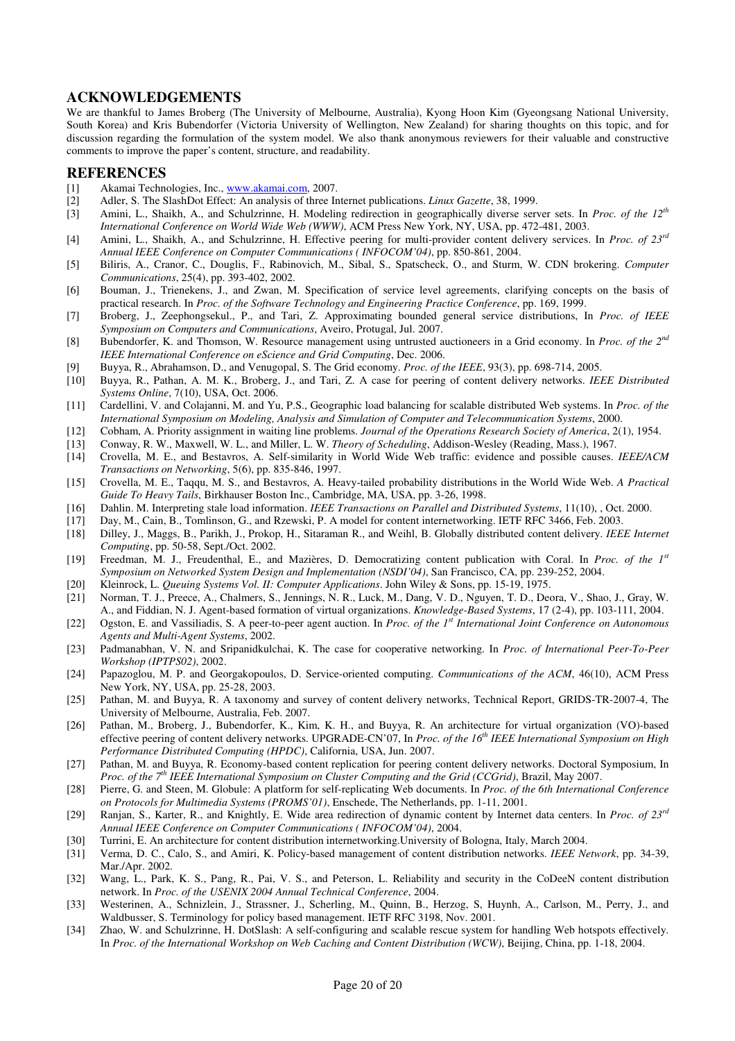## ACKNOWLEDGEMENTS

We are thankful to James Broberg (The University of Melbourne, Australia), Kyong Hoon Kim (Gyeongsang National University, South Korea) and Kris Bubendorfer (Victoria University of Wellington, New Zealand) for sharing thoughts on this topic, and for discussion regarding the formulation of the system model. We also thank anonymous reviewers for their valuable and constructive comments to improve the paper's content, structure, and readability.

## REFERENCES

[1] Akamai Technologies, Inc., www.akamai.com, 2007.

[2] Adler, S. The SlashDot Effect: An analysis of three Internet publications. *Linux Gazette*, 38, 1999.

[3] Amini, L., Shaikh, A., and Schulzrinne, H. Modeling redirection in geographically diverse server sets. In *Proc. of the 12th International Conference on World Wide Web (WWW)*, ACM Press New York, NY, USA, pp. 472-481, 2003.

[4] Amini, L., Shaikh, A., and Schulzrinne, H. Effective peering for multi-provider content delivery services. In *Proc. of 23rd Annual IEEE Conference on Computer Communications ( INFOCOM'04)*, pp. 850-861, 2004.

[5] Biliris, A., Cranor, C., Douglis, F., Rabinovich, M., Sibal, S., Spatscheck, O., and Sturm, W. CDN brokering. *Computer Communications*, 25(4), pp. 393-402, 2002.

[6] Bouman, J., Trienekens, J., and Zwan, M. Specification of service level agreements, clarifying concepts on the basis of practical research. In *Proc. of the Software Technology and Engineering Practice Conference*, pp. 169, 1999.

[7] Broberg, J., Zeephongsekul., P., and Tari, Z. Approximating bounded general service distributions, In *Proc. of IEEE Symposium on Computers and Communications*, Aveiro, Protugal, Jul. 2007.

[8] Bubendorfer, K. and Thomson, W. Resource management using untrusted auctioneers in a Grid economy. In *Proc. of the 2nd IEEE International Conference on eScience and Grid Computing*, Dec. 2006.

[9] Buyya, R., Abrahamson, D., and Venugopal, S. The Grid economy. *Proc. of the IEEE*, 93(3), pp. 698-714, 2005.

[10] Buyya, R., Pathan, A. M. K., Broberg, J., and Tari, Z. A case for peering of content delivery networks. *IEEE Distributed Systems Online*, 7(10), USA, Oct. 2006.

[11] Cardellini, V. and Colajanni, M. and Yu, P.S., Geographic load balancing for scalable distributed Web systems. In *Proc. of the International Symposium on Modeling, Analysis and Simulation of Computer and Telecommunication Systems*, 2000.

[12] Cobham, A. Priority assignment in waiting line problems. *Journal of the Operations Research Society of America*, 2(1), 1954.

[13] Conway, R. W., Maxwell, W. L., and Miller, L. W. *Theory of Scheduling*, Addison-Wesley (Reading, Mass.), 1967.

[14] Crovella, M. E., and Bestavros, A. Self-similarity in World Wide Web traffic: evidence and possible causes. *IEEE/ACM Transactions on Networking*, 5(6), pp. 835-846, 1997.

[15] Crovella, M. E., Taqqu, M. S., and Bestavros, A. Heavy-tailed probability distributions in the World Wide Web. *A Practical Guide To Heavy Tails*, Birkhauser Boston Inc., Cambridge, MA, USA, pp. 3-26, 1998.

[16] Dahlin. M. Interpreting stale load information. *IEEE Transactions on Parallel and Distributed Systems*, 11(10), , Oct. 2000.

[17] Day, M., Cain, B., Tomlinson, G., and Rzewski, P. A model for content internetworking. IETF RFC 3466, Feb. 2003.

[18] Dilley, J., Maggs, B., Parikh, J., Prokop, H., Sitaraman R., and Weihl, B. Globally distributed content delivery. *IEEE Internet Computing*, pp. 50-58, Sept./Oct. 2002.

[19] Freedman, M. J., Freudenthal, E., and Mazières, D. Democratizing content publication with Coral. In *Proc. of the 1st Symposium on Networked System Design and Implementation (NSDI'04)*, San Francisco, CA, pp. 239-252, 2004.

[20] Kleinrock, L. *Queuing Systems Vol. II: Computer Applications*. John Wiley & Sons, pp. 15-19, 1975.

[21] Norman, T. J., Preece, A., Chalmers, S., Jennings, N. R., Luck, M., Dang, V. D., Nguyen, T. D., Deora, V., Shao, J., Gray, W. A., and Fiddian, N. J. Agent-based formation of virtual organizations. *Knowledge-Based Systems*, 17 (2-4), pp. 103-111, 2004.

[22] Ogston, E. and Vassiliadis, S. A peer-to-peer agent auction. In *Proc. of the 1st International Joint Conference on Autonomous Agents and Multi-Agent Systems*, 2002.

[23] Padmanabhan, V. N. and Sripanidkulchai, K. The case for cooperative networking. In *Proc. of International Peer-To-Peer Workshop (IPTPS02)*, 2002.

[24] Papazoglou, M. P. and Georgakopoulos, D. Service-oriented computing. *Communications of the ACM*, 46(10), ACM Press New York, NY, USA, pp. 25-28, 2003.

[25] Pathan, M. and Buyya, R. A taxonomy and survey of content delivery networks, Technical Report, GRIDS-TR-2007-4, The University of Melbourne, Australia, Feb. 2007.

[26] Pathan, M., Broberg, J., Bubendorfer, K., Kim, K. H., and Buyya, R. An architecture for virtual organization (VO)-based effective peering of content delivery networks. UPGRADE-CN'07, In *Proc. of the 16th IEEE International Symposium on High Performance Distributed Computing (HPDC)*, California, USA, Jun. 2007.

[27] Pathan, M. and Buyya, R. Economy-based content replication for peering content delivery networks. Doctoral Symposium, In *Proc. of the 7th IEEE International Symposium on Cluster Computing and the Grid (CCGrid)*, Brazil, May 2007.

[28] Pierre, G. and Steen, M. Globule: A platform for self-replicating Web documents. In *Proc. of the 6th International Conference on Protocols for Multimedia Systems (PROMS'01)*, Enschede, The Netherlands, pp. 1-11, 2001.

[29] Ranjan, S., Karter, R., and Knightly, E. Wide area redirection of dynamic content by Internet data centers. In *Proc. of 23rd Annual IEEE Conference on Computer Communications ( INFOCOM'04)*, 2004.

[30] Turrini, E. An architecture for content distribution internetworking.University of Bologna, Italy, March 2004.

[31] Verma, D. C., Calo, S., and Amiri, K. Policy-based management of content distribution networks. *IEEE Network*, pp. 34-39, Mar./Apr. 2002.

[32] Wang, L., Park, K. S., Pang, R., Pai, V. S., and Peterson, L. Reliability and security in the CoDeeN content distribution network. In *Proc. of the USENIX 2004 Annual Technical Conference*, 2004.

[33] Westerinen, A., Schnizlein, J., Strassner, J., Scherling, M., Quinn, B., Herzog, S, Huynh, A., Carlson, M., Perry, J., and Waldbusser, S. Terminology for policy based management. IETF RFC 3198, Nov. 2001.

[34] Zhao, W. and Schulzrinne, H. DotSlash: A self-configuring and scalable rescue system for handling Web hotspots effectively. In *Proc. of the International Workshop on Web Caching and Content Distribution (WCW)*, Beijing, China, pp. 1-18, 2004.